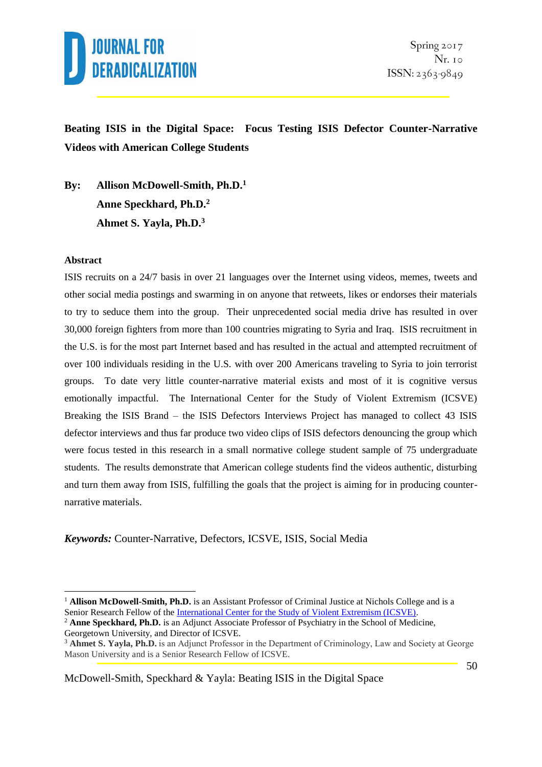# Beating ISIS in the Digital Space: Focus Testing ISIS Defector Counter-Narrative Videos with American College Students

**By:** **Allison McDowell-Smith, Ph.D.**[1]
**Anne Speckhard, Ph.D.**[2]
**Ahmet S. Yayla, Ph.D.**[3]

### Abstract

ISIS recruits on a 24/7 basis in over 21 languages over the Internet using videos, memes, tweets and other social media postings and swarming in on anyone that retweets, likes or endorses their materials to try to seduce them into the group. Their unprecedented social media drive has resulted in over 30,000 foreign fighters from more than 100 countries migrating to Syria and Iraq. ISIS recruitment in the U.S. is for the most part Internet based and has resulted in the actual and attempted recruitment of over 100 individuals residing in the U.S. with over 200 Americans traveling to Syria to join terrorist groups. To date very little counter-narrative material exists and most of it is cognitive versus emotionally impactful. The International Center for the Study of Violent Extremism (ICSVE) Breaking the ISIS Brand – the ISIS Defectors Interviews Project has managed to collect 43 ISIS defector interviews and thus far produce two video clips of ISIS defectors denouncing the group which were focus tested in this research in a small normative college student sample of 75 undergraduate students. The results demonstrate that American college students find the videos authentic, disturbing and turn them away from ISIS, fulfilling the goals that the project is aiming for in producing counter-narrative materials.

***Keywords:*** Counter-Narrative, Defectors, ICSVE, ISIS, Social Media

---

[1] **Allison McDowell-Smith, Ph.D.** is an Assistant Professor of Criminal Justice at Nichols College and is a Senior Research Fellow of the International Center for the Study of Violent Extremism (ICSVE).
[2] **Anne Speckhard, Ph.D.** is an Adjunct Associate Professor of Psychiatry in the School of Medicine, Georgetown University, and Director of ICSVE.
[3] **Ahmet S. Yayla, Ph.D.** is an Adjunct Professor in the Department of Criminology, Law and Society at George Mason University and is a Senior Research Fellow of ICSVE.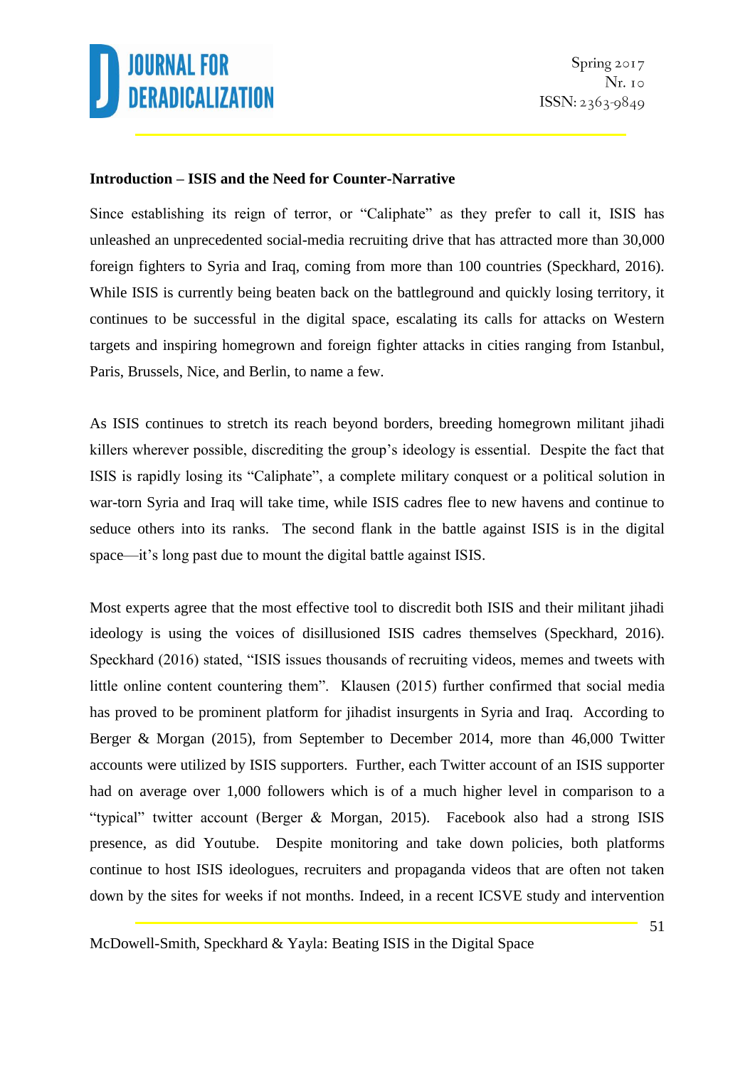## Introduction – ISIS and the Need for Counter-Narrative

Since establishing its reign of terror, or "Caliphate" as they prefer to call it, ISIS has unleashed an unprecedented social-media recruiting drive that has attracted more than 30,000 foreign fighters to Syria and Iraq, coming from more than 100 countries (Speckhard, 2016). While ISIS is currently being beaten back on the battleground and quickly losing territory, it continues to be successful in the digital space, escalating its calls for attacks on Western targets and inspiring homegrown and foreign fighter attacks in cities ranging from Istanbul, Paris, Brussels, Nice, and Berlin, to name a few.

As ISIS continues to stretch its reach beyond borders, breeding homegrown militant jihadi killers wherever possible, discrediting the group's ideology is essential. Despite the fact that ISIS is rapidly losing its "Caliphate", a complete military conquest or a political solution in war-torn Syria and Iraq will take time, while ISIS cadres flee to new havens and continue to seduce others into its ranks. The second flank in the battle against ISIS is in the digital space—it's long past due to mount the digital battle against ISIS.

Most experts agree that the most effective tool to discredit both ISIS and their militant jihadi ideology is using the voices of disillusioned ISIS cadres themselves (Speckhard, 2016). Speckhard (2016) stated, "ISIS issues thousands of recruiting videos, memes and tweets with little online content countering them". Klausen (2015) further confirmed that social media has proved to be prominent platform for jihadist insurgents in Syria and Iraq. According to Berger & Morgan (2015), from September to December 2014, more than 46,000 Twitter accounts were utilized by ISIS supporters. Further, each Twitter account of an ISIS supporter had on average over 1,000 followers which is of a much higher level in comparison to a "typical" twitter account (Berger & Morgan, 2015). Facebook also had a strong ISIS presence, as did Youtube. Despite monitoring and take down policies, both platforms continue to host ISIS ideologues, recruiters and propaganda videos that are often not taken down by the sites for weeks if not months. Indeed, in a recent ICSVE study and intervention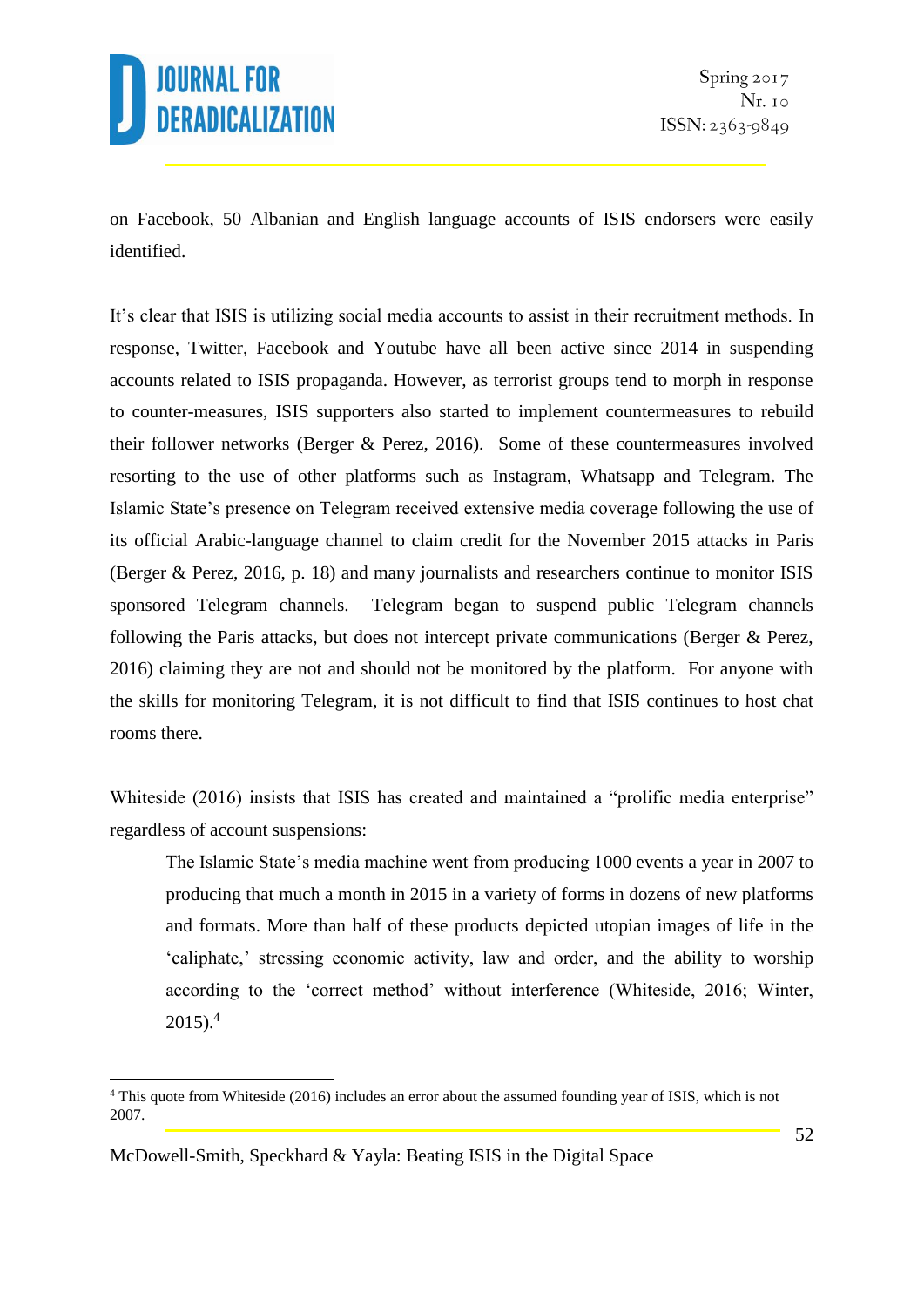on Facebook, 50 Albanian and English language accounts of ISIS endorsers were easily identified.

It's clear that ISIS is utilizing social media accounts to assist in their recruitment methods. In response, Twitter, Facebook and Youtube have all been active since 2014 in suspending accounts related to ISIS propaganda. However, as terrorist groups tend to morph in response to counter-measures, ISIS supporters also started to implement countermeasures to rebuild their follower networks (Berger & Perez, 2016). Some of these countermeasures involved resorting to the use of other platforms such as Instagram, Whatsapp and Telegram. The Islamic State's presence on Telegram received extensive media coverage following the use of its official Arabic-language channel to claim credit for the November 2015 attacks in Paris (Berger & Perez, 2016, p. 18) and many journalists and researchers continue to monitor ISIS sponsored Telegram channels. Telegram began to suspend public Telegram channels following the Paris attacks, but does not intercept private communications (Berger & Perez, 2016) claiming they are not and should not be monitored by the platform. For anyone with the skills for monitoring Telegram, it is not difficult to find that ISIS continues to host chat rooms there.

Whiteside (2016) insists that ISIS has created and maintained a "prolific media enterprise" regardless of account suspensions:

> The Islamic State's media machine went from producing 1000 events a year in 2007 to producing that much a month in 2015 in a variety of forms in dozens of new platforms and formats. More than half of these products depicted utopian images of life in the 'caliphate,' stressing economic activity, law and order, and the ability to worship according to the 'correct method' without interference (Whiteside, 2016; Winter, 2015).[4]

[4] This quote from Whiteside (2016) includes an error about the assumed founding year of ISIS, which is not 2007.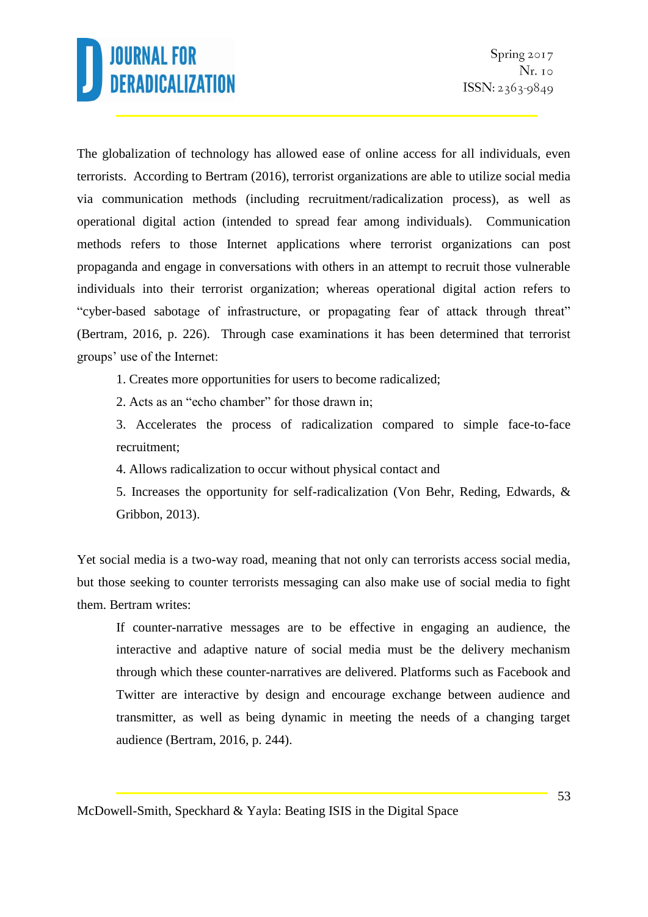The globalization of technology has allowed ease of online access for all individuals, even terrorists. According to Bertram (2016), terrorist organizations are able to utilize social media via communication methods (including recruitment/radicalization process), as well as operational digital action (intended to spread fear among individuals). Communication methods refers to those Internet applications where terrorist organizations can post propaganda and engage in conversations with others in an attempt to recruit those vulnerable individuals into their terrorist organization; whereas operational digital action refers to "cyber-based sabotage of infrastructure, or propagating fear of attack through threat" (Bertram, 2016, p. 226). Through case examinations it has been determined that terrorist groups' use of the Internet:

1. Creates more opportunities for users to become radicalized;
2. Acts as an "echo chamber" for those drawn in;
3. Accelerates the process of radicalization compared to simple face-to-face recruitment;
4. Allows radicalization to occur without physical contact and
5. Increases the opportunity for self-radicalization (Von Behr, Reding, Edwards, & Gribbon, 2013).

Yet social media is a two-way road, meaning that not only can terrorists access social media, but those seeking to counter terrorists messaging can also make use of social media to fight them. Bertram writes:

> If counter-narrative messages are to be effective in engaging an audience, the interactive and adaptive nature of social media must be the delivery mechanism through which these counter-narratives are delivered. Platforms such as Facebook and Twitter are interactive by design and encourage exchange between audience and transmitter, as well as being dynamic in meeting the needs of a changing target audience (Bertram, 2016, p. 244).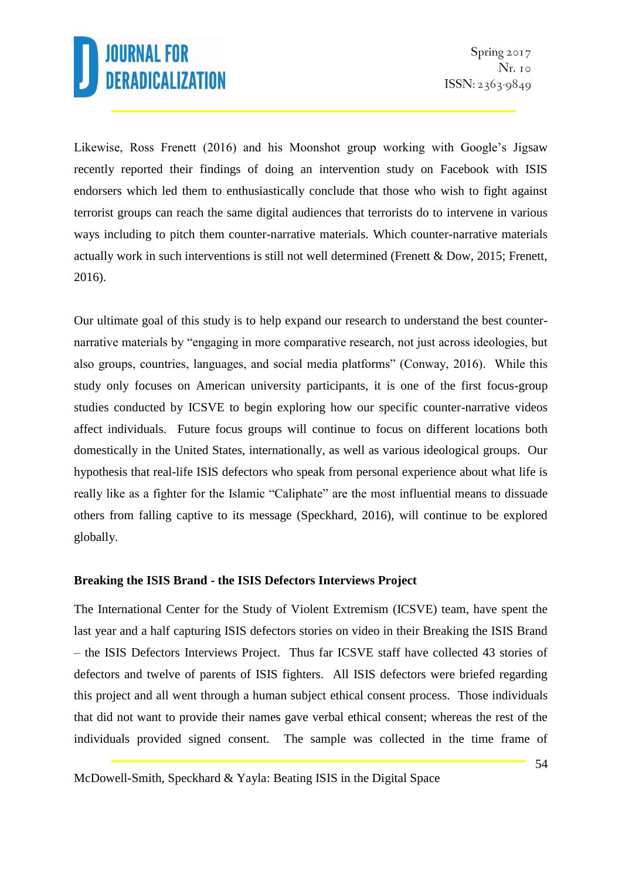Likewise, Ross Frenett (2016) and his Moonshot group working with Google's Jigsaw recently reported their findings of doing an intervention study on Facebook with ISIS endorsers which led them to enthusiastically conclude that those who wish to fight against terrorist groups can reach the same digital audiences that terrorists do to intervene in various ways including to pitch them counter-narrative materials. Which counter-narrative materials actually work in such interventions is still not well determined (Frenett & Dow, 2015; Frenett, 2016).

Our ultimate goal of this study is to help expand our research to understand the best counter-narrative materials by "engaging in more comparative research, not just across ideologies, but also groups, countries, languages, and social media platforms" (Conway, 2016). While this study only focuses on American university participants, it is one of the first focus-group studies conducted by ICSVE to begin exploring how our specific counter-narrative videos affect individuals. Future focus groups will continue to focus on different locations both domestically in the United States, internationally, as well as various ideological groups. Our hypothesis that real-life ISIS defectors who speak from personal experience about what life is really like as a fighter for the Islamic "Caliphate" are the most influential means to dissuade others from falling captive to its message (Speckhard, 2016), will continue to be explored globally.

**Breaking the ISIS Brand - the ISIS Defectors Interviews Project**

The International Center for the Study of Violent Extremism (ICSVE) team, have spent the last year and a half capturing ISIS defectors stories on video in their Breaking the ISIS Brand – the ISIS Defectors Interviews Project. Thus far ICSVE staff have collected 43 stories of defectors and twelve of parents of ISIS fighters. All ISIS defectors were briefed regarding this project and all went through a human subject ethical consent process. Those individuals that did not want to provide their names gave verbal ethical consent; whereas the rest of the individuals provided signed consent. The sample was collected in the time frame of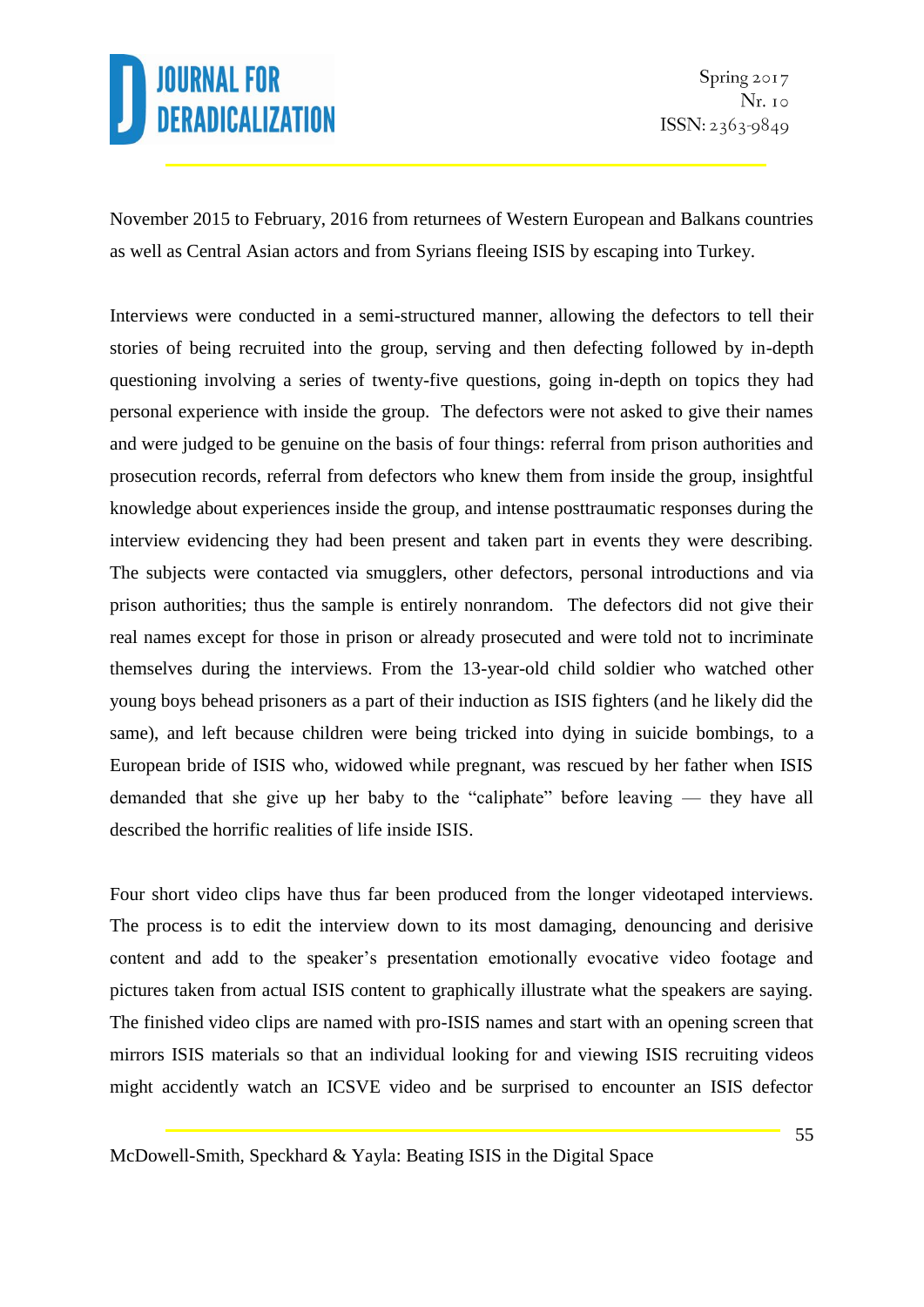November 2015 to February, 2016 from returnees of Western European and Balkans countries as well as Central Asian actors and from Syrians fleeing ISIS by escaping into Turkey.

Interviews were conducted in a semi-structured manner, allowing the defectors to tell their stories of being recruited into the group, serving and then defecting followed by in-depth questioning involving a series of twenty-five questions, going in-depth on topics they had personal experience with inside the group. The defectors were not asked to give their names and were judged to be genuine on the basis of four things: referral from prison authorities and prosecution records, referral from defectors who knew them from inside the group, insightful knowledge about experiences inside the group, and intense posttraumatic responses during the interview evidencing they had been present and taken part in events they were describing. The subjects were contacted via smugglers, other defectors, personal introductions and via prison authorities; thus the sample is entirely nonrandom. The defectors did not give their real names except for those in prison or already prosecuted and were told not to incriminate themselves during the interviews. From the 13-year-old child soldier who watched other young boys behead prisoners as a part of their induction as ISIS fighters (and he likely did the same), and left because children were being tricked into dying in suicide bombings, to a European bride of ISIS who, widowed while pregnant, was rescued by her father when ISIS demanded that she give up her baby to the "caliphate" before leaving — they have all described the horrific realities of life inside ISIS.

Four short video clips have thus far been produced from the longer videotaped interviews. The process is to edit the interview down to its most damaging, denouncing and derisive content and add to the speaker's presentation emotionally evocative video footage and pictures taken from actual ISIS content to graphically illustrate what the speakers are saying. The finished video clips are named with pro-ISIS names and start with an opening screen that mirrors ISIS materials so that an individual looking for and viewing ISIS recruiting videos might accidently watch an ICSVE video and be surprised to encounter an ISIS defector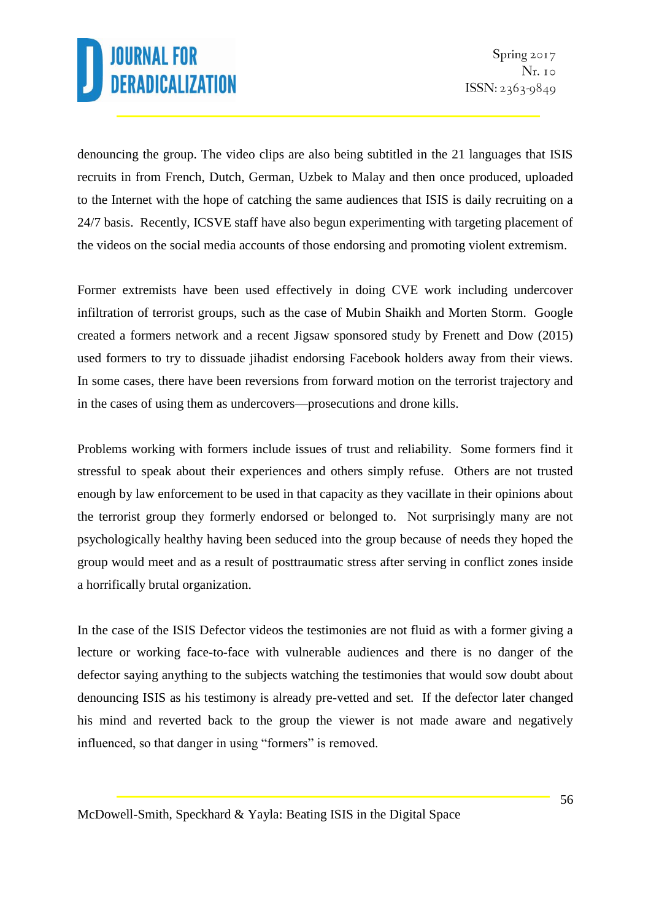denouncing the group. The video clips are also being subtitled in the 21 languages that ISIS recruits in from French, Dutch, German, Uzbek to Malay and then once produced, uploaded to the Internet with the hope of catching the same audiences that ISIS is daily recruiting on a 24/7 basis. Recently, ICSVE staff have also begun experimenting with targeting placement of the videos on the social media accounts of those endorsing and promoting violent extremism.

Former extremists have been used effectively in doing CVE work including undercover infiltration of terrorist groups, such as the case of Mubin Shaikh and Morten Storm. Google created a formers network and a recent Jigsaw sponsored study by Frenett and Dow (2015) used formers to try to dissuade jihadist endorsing Facebook holders away from their views. In some cases, there have been reversions from forward motion on the terrorist trajectory and in the cases of using them as undercovers—prosecutions and drone kills.

Problems working with formers include issues of trust and reliability. Some formers find it stressful to speak about their experiences and others simply refuse. Others are not trusted enough by law enforcement to be used in that capacity as they vacillate in their opinions about the terrorist group they formerly endorsed or belonged to. Not surprisingly many are not psychologically healthy having been seduced into the group because of needs they hoped the group would meet and as a result of posttraumatic stress after serving in conflict zones inside a horrifically brutal organization.

In the case of the ISIS Defector videos the testimonies are not fluid as with a former giving a lecture or working face-to-face with vulnerable audiences and there is no danger of the defector saying anything to the subjects watching the testimonies that would sow doubt about denouncing ISIS as his testimony is already pre-vetted and set. If the defector later changed his mind and reverted back to the group the viewer is not made aware and negatively influenced, so that danger in using "formers" is removed.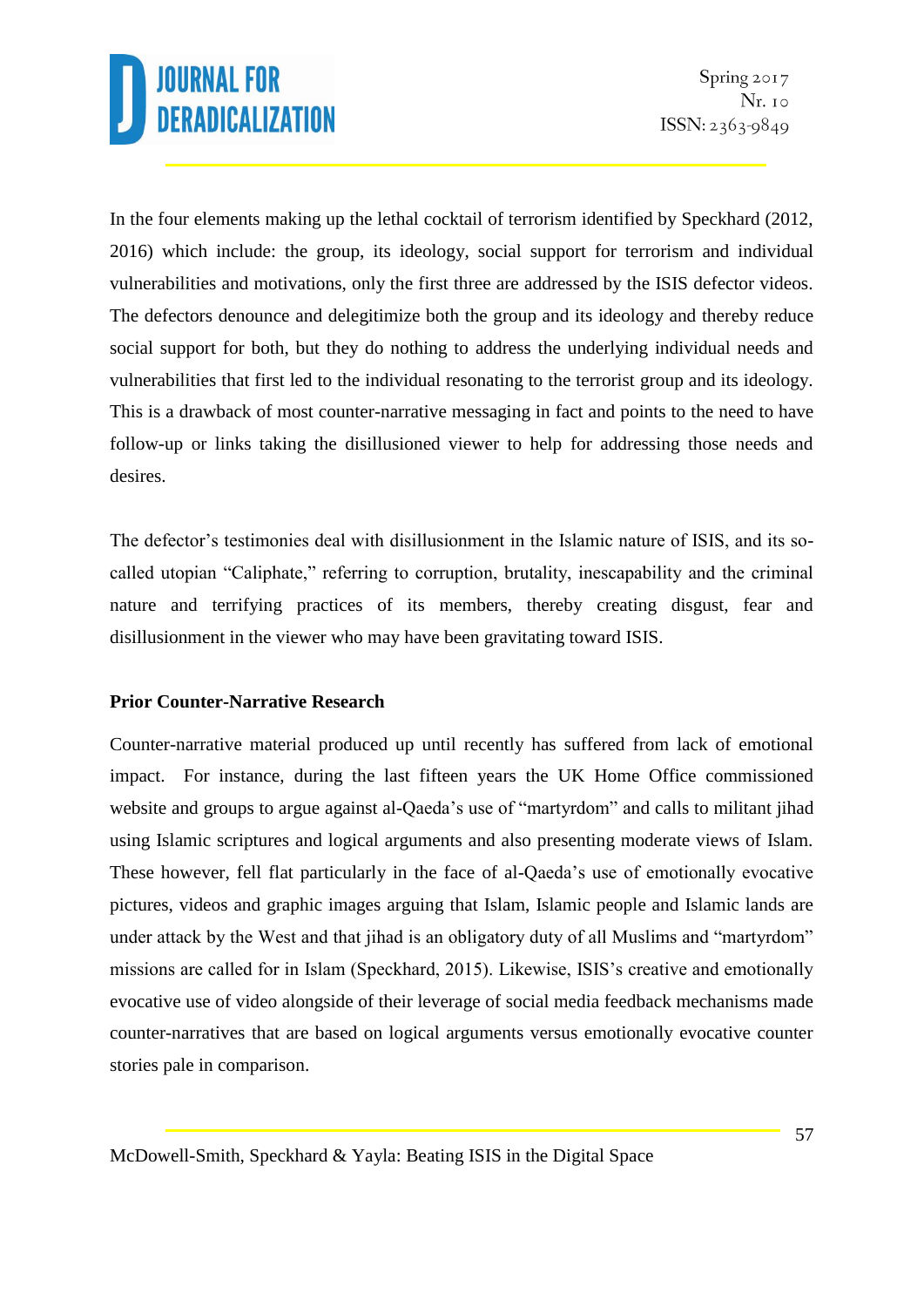In the four elements making up the lethal cocktail of terrorism identified by Speckhard (2012, 2016) which include: the group, its ideology, social support for terrorism and individual vulnerabilities and motivations, only the first three are addressed by the ISIS defector videos. The defectors denounce and delegitimize both the group and its ideology and thereby reduce social support for both, but they do nothing to address the underlying individual needs and vulnerabilities that first led to the individual resonating to the terrorist group and its ideology. This is a drawback of most counter-narrative messaging in fact and points to the need to have follow-up or links taking the disillusioned viewer to help for addressing those needs and desires.

The defector's testimonies deal with disillusionment in the Islamic nature of ISIS, and its so-called utopian "Caliphate," referring to corruption, brutality, inescapability and the criminal nature and terrifying practices of its members, thereby creating disgust, fear and disillusionment in the viewer who may have been gravitating toward ISIS.

**Prior Counter-Narrative Research**

Counter-narrative material produced up until recently has suffered from lack of emotional impact. For instance, during the last fifteen years the UK Home Office commissioned website and groups to argue against al-Qaeda's use of "martyrdom" and calls to militant jihad using Islamic scriptures and logical arguments and also presenting moderate views of Islam. These however, fell flat particularly in the face of al-Qaeda's use of emotionally evocative pictures, videos and graphic images arguing that Islam, Islamic people and Islamic lands are under attack by the West and that jihad is an obligatory duty of all Muslims and "martyrdom" missions are called for in Islam (Speckhard, 2015). Likewise, ISIS's creative and emotionally evocative use of video alongside of their leverage of social media feedback mechanisms made counter-narratives that are based on logical arguments versus emotionally evocative counter stories pale in comparison.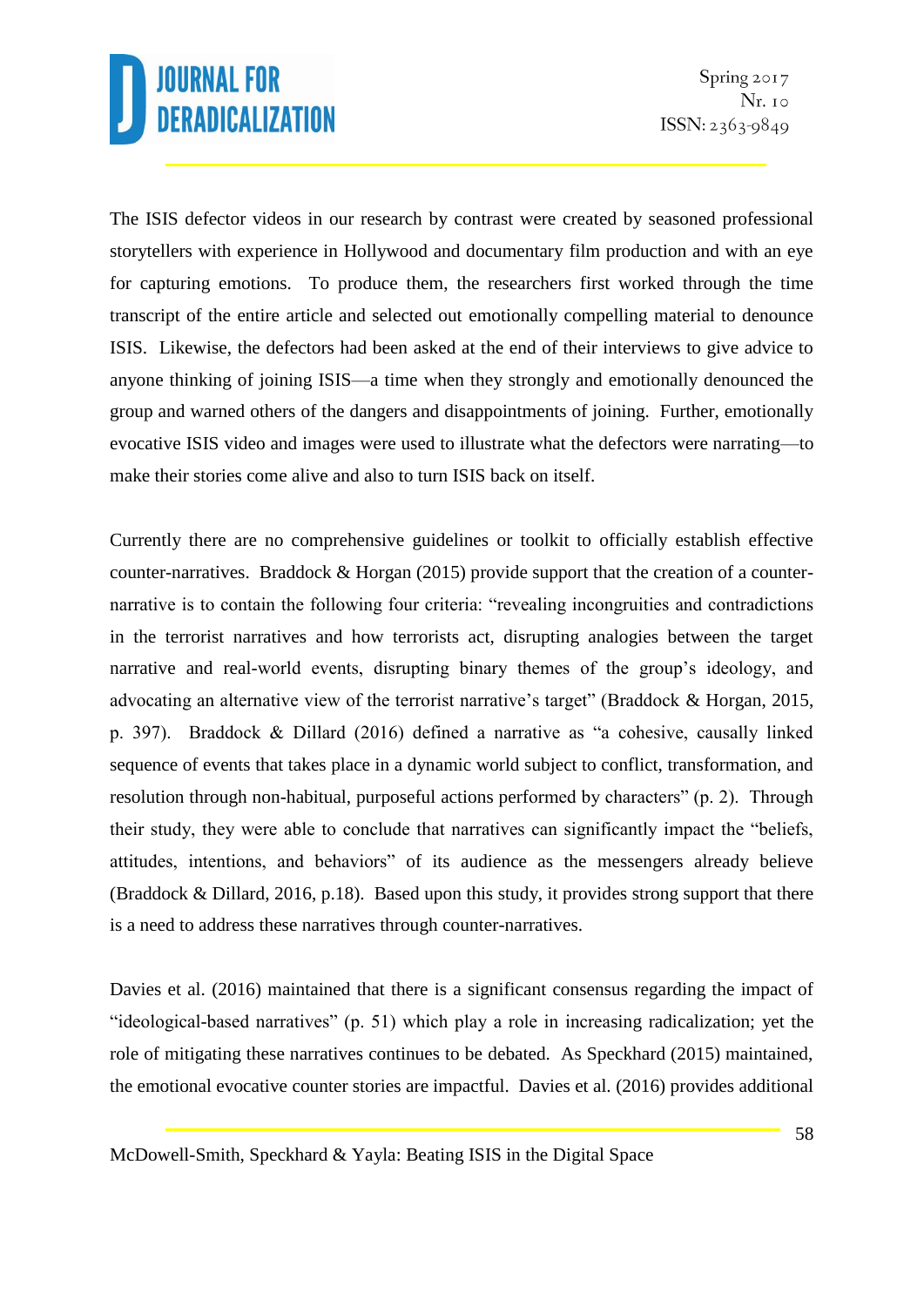The ISIS defector videos in our research by contrast were created by seasoned professional storytellers with experience in Hollywood and documentary film production and with an eye for capturing emotions. To produce them, the researchers first worked through the time transcript of the entire article and selected out emotionally compelling material to denounce ISIS. Likewise, the defectors had been asked at the end of their interviews to give advice to anyone thinking of joining ISIS—a time when they strongly and emotionally denounced the group and warned others of the dangers and disappointments of joining. Further, emotionally evocative ISIS video and images were used to illustrate what the defectors were narrating—to make their stories come alive and also to turn ISIS back on itself.

Currently there are no comprehensive guidelines or toolkit to officially establish effective counter-narratives. Braddock & Horgan (2015) provide support that the creation of a counter-narrative is to contain the following four criteria: "revealing incongruities and contradictions in the terrorist narratives and how terrorists act, disrupting analogies between the target narrative and real-world events, disrupting binary themes of the group's ideology, and advocating an alternative view of the terrorist narrative's target" (Braddock & Horgan, 2015, p. 397). Braddock & Dillard (2016) defined a narrative as "a cohesive, causally linked sequence of events that takes place in a dynamic world subject to conflict, transformation, and resolution through non-habitual, purposeful actions performed by characters" (p. 2). Through their study, they were able to conclude that narratives can significantly impact the "beliefs, attitudes, intentions, and behaviors" of its audience as the messengers already believe (Braddock & Dillard, 2016, p.18). Based upon this study, it provides strong support that there is a need to address these narratives through counter-narratives.

Davies et al. (2016) maintained that there is a significant consensus regarding the impact of "ideological-based narratives" (p. 51) which play a role in increasing radicalization; yet the role of mitigating these narratives continues to be debated. As Speckhard (2015) maintained, the emotional evocative counter stories are impactful. Davies et al. (2016) provides additional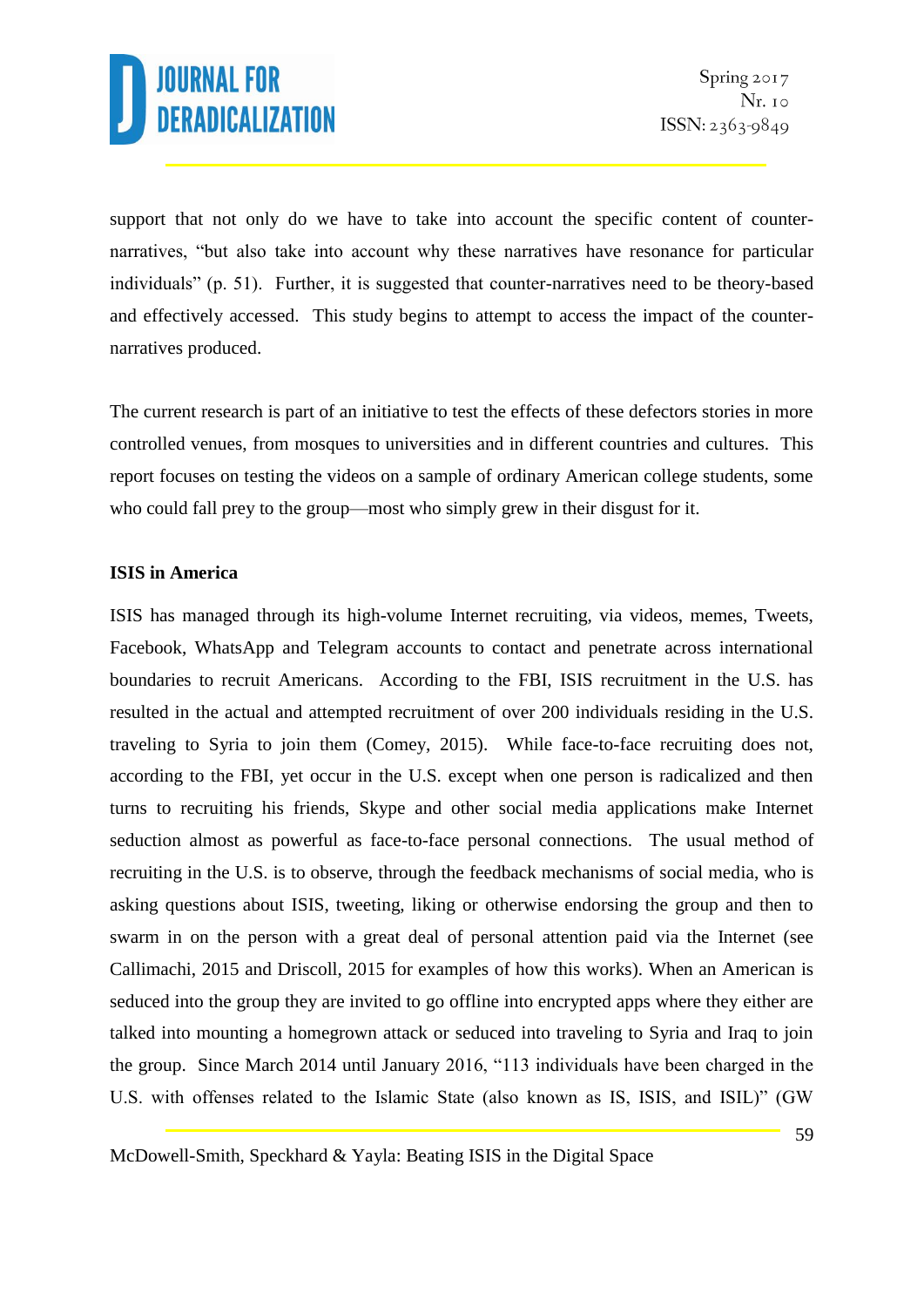support that not only do we have to take into account the specific content of counter-narratives, "but also take into account why these narratives have resonance for particular individuals" (p. 51). Further, it is suggested that counter-narratives need to be theory-based and effectively accessed. This study begins to attempt to access the impact of the counter-narratives produced.

The current research is part of an initiative to test the effects of these defectors stories in more controlled venues, from mosques to universities and in different countries and cultures. This report focuses on testing the videos on a sample of ordinary American college students, some who could fall prey to the group—most who simply grew in their disgust for it.

## ISIS in America

ISIS has managed through its high-volume Internet recruiting, via videos, memes, Tweets, Facebook, WhatsApp and Telegram accounts to contact and penetrate across international boundaries to recruit Americans. According to the FBI, ISIS recruitment in the U.S. has resulted in the actual and attempted recruitment of over 200 individuals residing in the U.S. traveling to Syria to join them (Comey, 2015). While face-to-face recruiting does not, according to the FBI, yet occur in the U.S. except when one person is radicalized and then turns to recruiting his friends, Skype and other social media applications make Internet seduction almost as powerful as face-to-face personal connections. The usual method of recruiting in the U.S. is to observe, through the feedback mechanisms of social media, who is asking questions about ISIS, tweeting, liking or otherwise endorsing the group and then to swarm in on the person with a great deal of personal attention paid via the Internet (see Callimachi, 2015 and Driscoll, 2015 for examples of how this works). When an American is seduced into the group they are invited to go offline into encrypted apps where they either are talked into mounting a homegrown attack or seduced into traveling to Syria and Iraq to join the group. Since March 2014 until January 2016, "113 individuals have been charged in the U.S. with offenses related to the Islamic State (also known as IS, ISIS, and ISIL)" (GW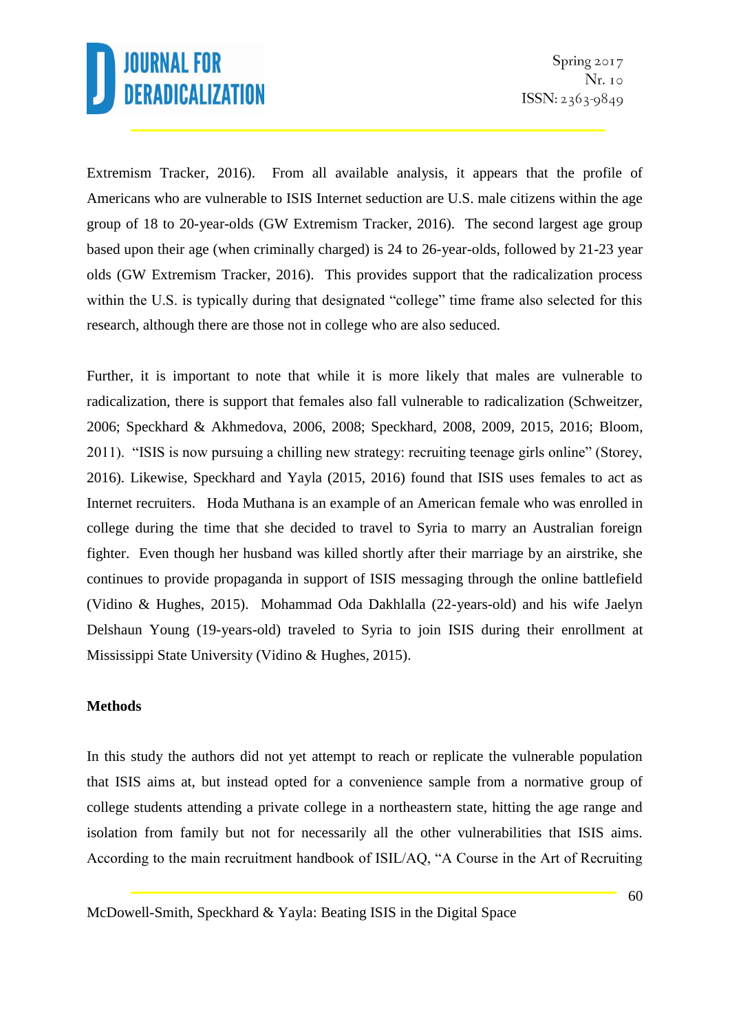Extremism Tracker, 2016). From all available analysis, it appears that the profile of Americans who are vulnerable to ISIS Internet seduction are U.S. male citizens within the age group of 18 to 20-year-olds (GW Extremism Tracker, 2016). The second largest age group based upon their age (when criminally charged) is 24 to 26-year-olds, followed by 21-23 year olds (GW Extremism Tracker, 2016). This provides support that the radicalization process within the U.S. is typically during that designated "college" time frame also selected for this research, although there are those not in college who are also seduced.

Further, it is important to note that while it is more likely that males are vulnerable to radicalization, there is support that females also fall vulnerable to radicalization (Schweitzer, 2006; Speckhard & Akhmedova, 2006, 2008; Speckhard, 2008, 2009, 2015, 2016; Bloom, 2011). "ISIS is now pursuing a chilling new strategy: recruiting teenage girls online" (Storey, 2016). Likewise, Speckhard and Yayla (2015, 2016) found that ISIS uses females to act as Internet recruiters. Hoda Muthana is an example of an American female who was enrolled in college during the time that she decided to travel to Syria to marry an Australian foreign fighter. Even though her husband was killed shortly after their marriage by an airstrike, she continues to provide propaganda in support of ISIS messaging through the online battlefield (Vidino & Hughes, 2015). Mohammad Oda Dakhlalla (22-years-old) and his wife Jaelyn Delshaun Young (19-years-old) traveled to Syria to join ISIS during their enrollment at Mississippi State University (Vidino & Hughes, 2015).

## Methods

In this study the authors did not yet attempt to reach or replicate the vulnerable population that ISIS aims at, but instead opted for a convenience sample from a normative group of college students attending a private college in a northeastern state, hitting the age range and isolation from family but not for necessarily all the other vulnerabilities that ISIS aims. According to the main recruitment handbook of ISIL/AQ, "A Course in the Art of Recruiting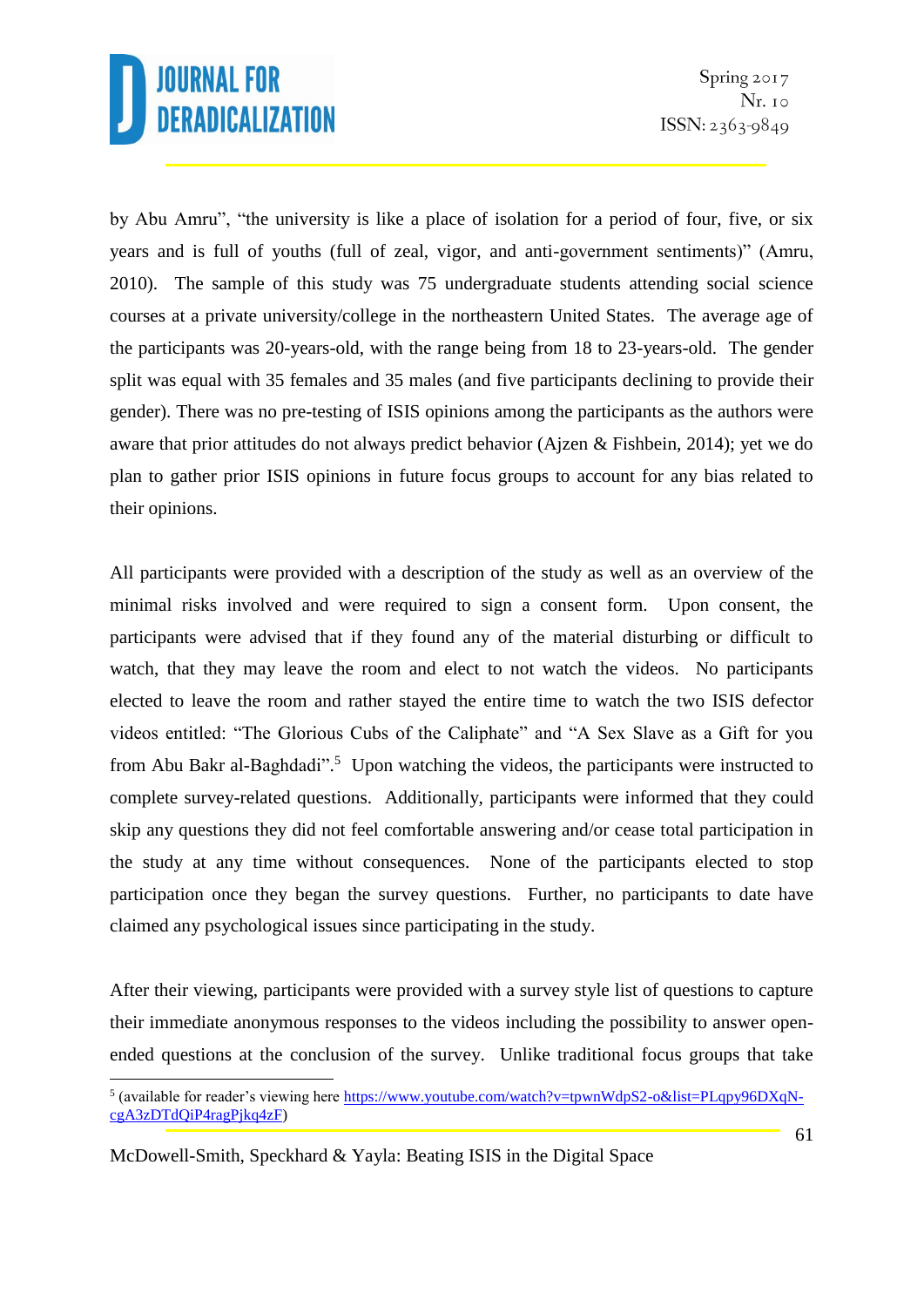by Abu Amru", "the university is like a place of isolation for a period of four, five, or six years and is full of youths (full of zeal, vigor, and anti-government sentiments)" (Amru, 2010). The sample of this study was 75 undergraduate students attending social science courses at a private university/college in the northeastern United States. The average age of the participants was 20-years-old, with the range being from 18 to 23-years-old. The gender split was equal with 35 females and 35 males (and five participants declining to provide their gender). There was no pre-testing of ISIS opinions among the participants as the authors were aware that prior attitudes do not always predict behavior (Ajzen & Fishbein, 2014); yet we do plan to gather prior ISIS opinions in future focus groups to account for any bias related to their opinions.

All participants were provided with a description of the study as well as an overview of the minimal risks involved and were required to sign a consent form. Upon consent, the participants were advised that if they found any of the material disturbing or difficult to watch, that they may leave the room and elect to not watch the videos. No participants elected to leave the room and rather stayed the entire time to watch the two ISIS defector videos entitled: "The Glorious Cubs of the Caliphate" and "A Sex Slave as a Gift for you from Abu Bakr al-Baghdadi".[5] Upon watching the videos, the participants were instructed to complete survey-related questions. Additionally, participants were informed that they could skip any questions they did not feel comfortable answering and/or cease total participation in the study at any time without consequences. None of the participants elected to stop participation once they began the survey questions. Further, no participants to date have claimed any psychological issues since participating in the study.

After their viewing, participants were provided with a survey style list of questions to capture their immediate anonymous responses to the videos including the possibility to answer open-ended questions at the conclusion of the survey. Unlike traditional focus groups that take

[5] (available for reader's viewing here https://www.youtube.com/watch?v=tpwnWdpS2-o&list=PLqpy96DXqN-cgA3zDTdQiP4ragPjkq4zF)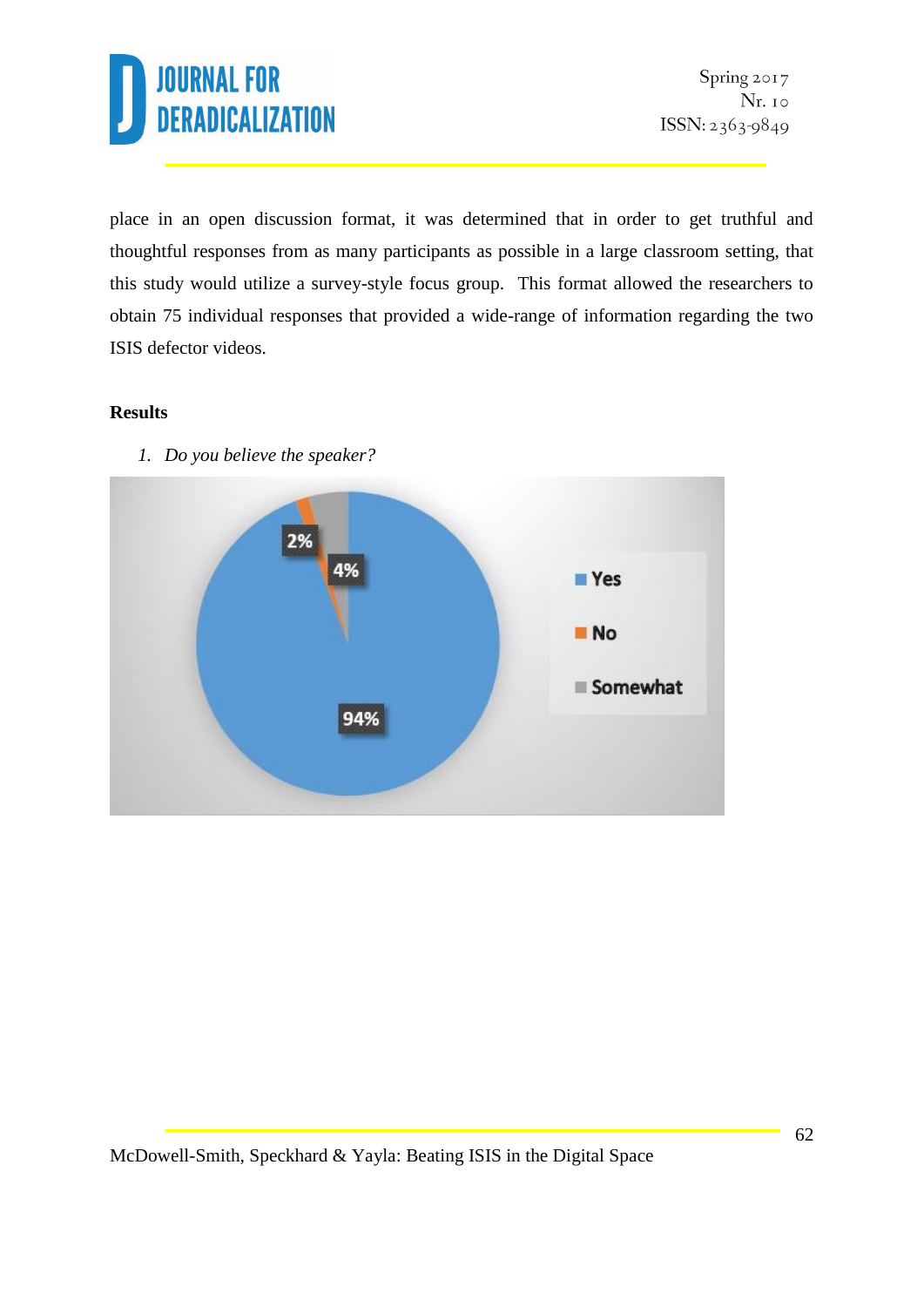place in an open discussion format, it was determined that in order to get truthful and thoughtful responses from as many participants as possible in a large classroom setting, that this study would utilize a survey-style focus group. This format allowed the researchers to obtain 75 individual responses that provided a wide-range of information regarding the two ISIS defector videos.

**Results**

1. *Do you believe the speaker?*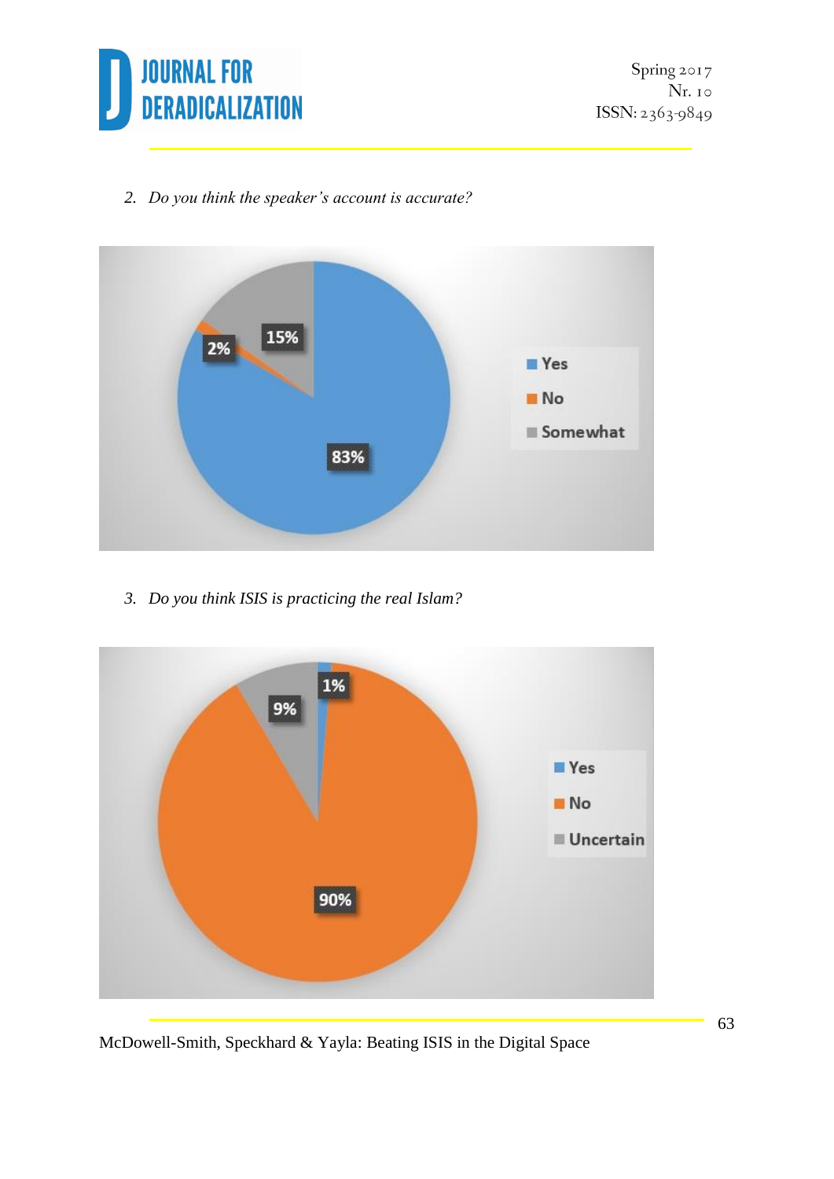2. *Do you think the speaker's account is accurate?*

| Response | Percentage |
|---|---|
| Yes | 83% |
| No | 2% |
| Somewhat | 15% |

3. *Do you think ISIS is practicing the real Islam?*

| Response | Percentage |
|---|---|
| Yes | 1% |
| No | 90% |
| Uncertain | 9% |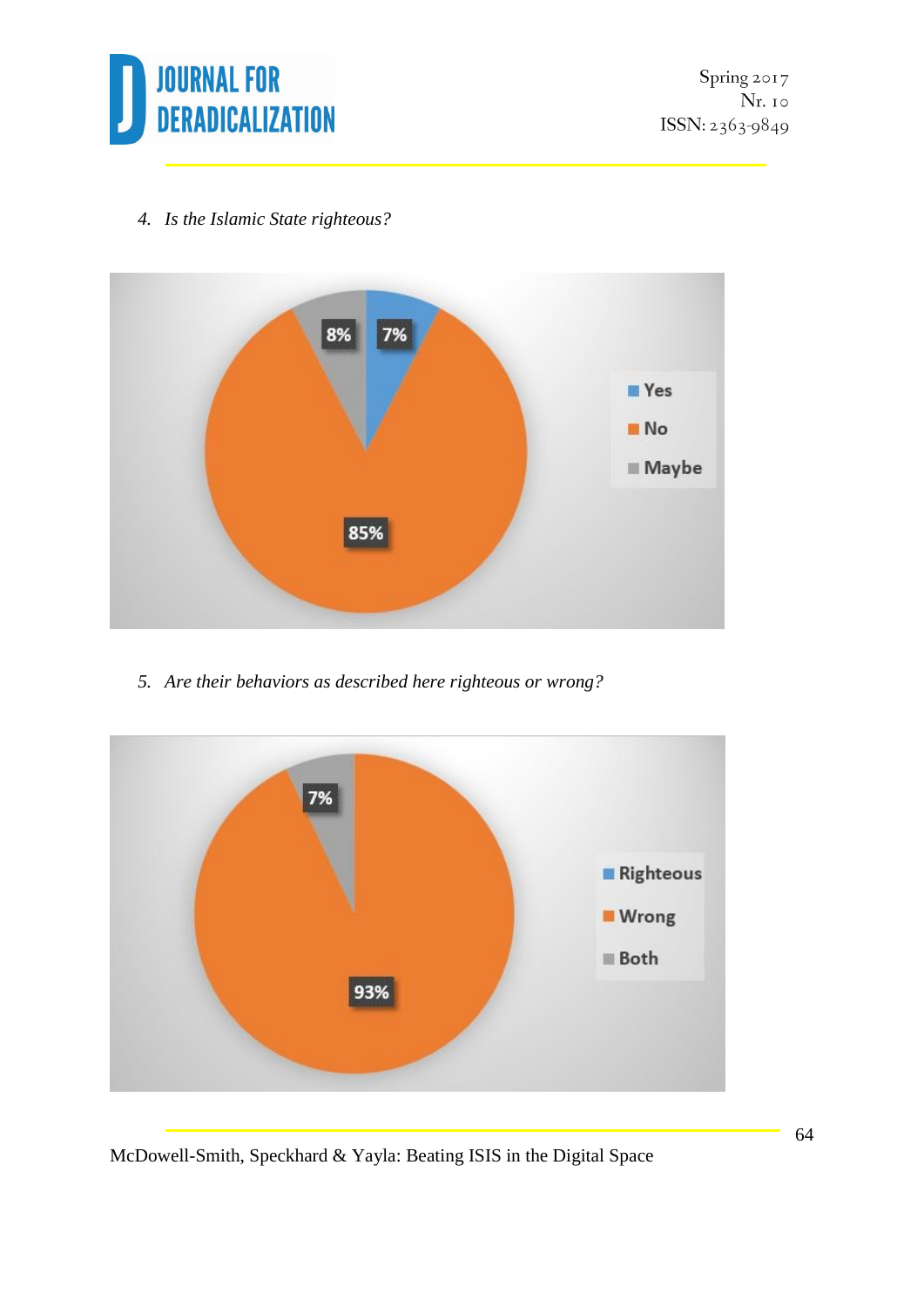4. *Is the Islamic State righteous?*

5. *Are their behaviors as described here righteous or wrong?*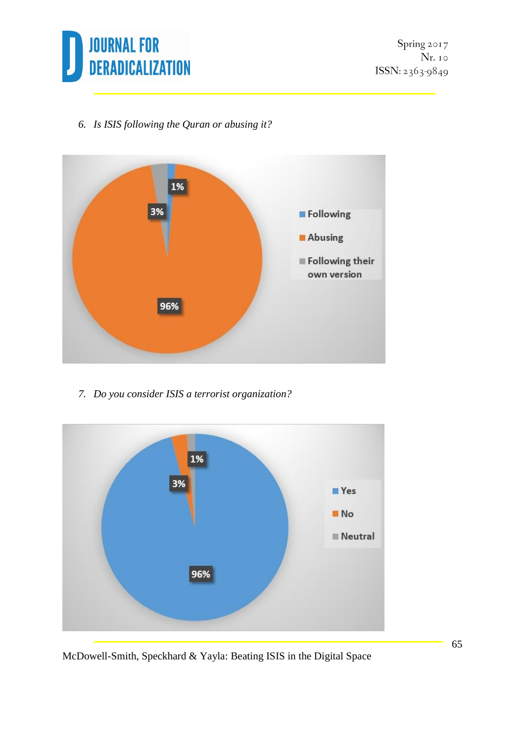6. *Is ISIS following the Quran or abusing it?*

7. *Do you consider ISIS a terrorist organization?*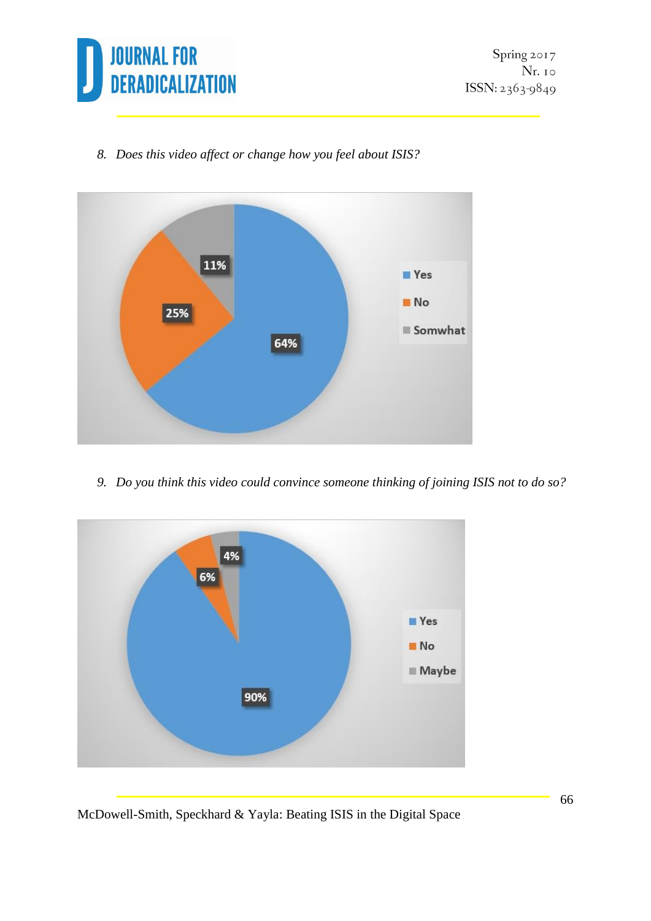*8. Does this video affect or change how you feel about ISIS?*

*9. Do you think this video could convince someone thinking of joining ISIS not to do so?*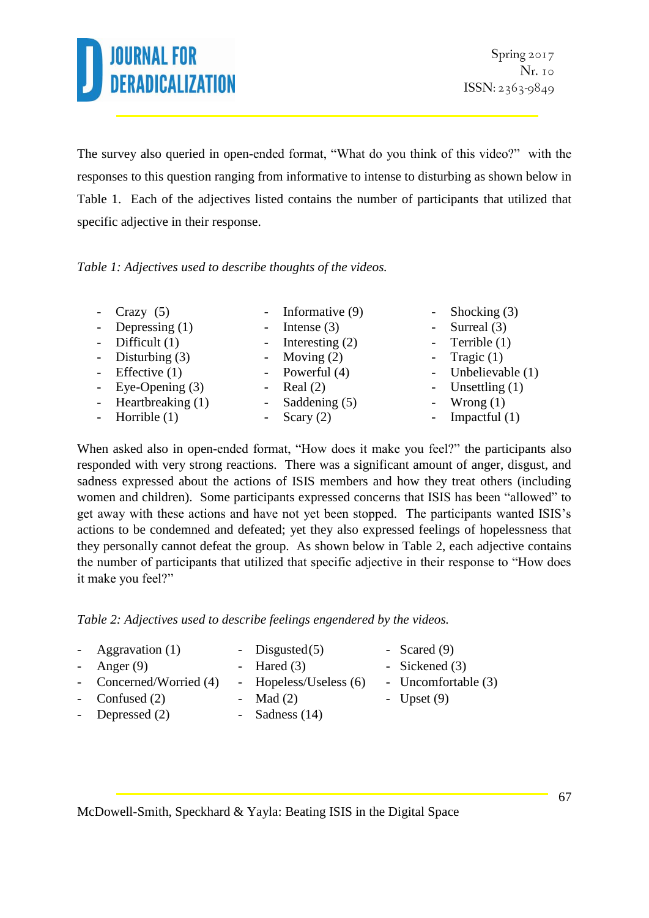The survey also queried in open-ended format, "What do you think of this video?" with the responses to this question ranging from informative to intense to disturbing as shown below in Table 1. Each of the adjectives listed contains the number of participants that utilized that specific adjective in their response.

*Table 1: Adjectives used to describe thoughts of the videos.*

- Crazy (5)
- Depressing (1)
- Difficult (1)
- Disturbing (3)
- Effective (1)
- Eye-Opening (3)
- Heartbreaking (1)
- Horrible (1)
- Informative (9)
- Intense (3)
- Interesting (2)
- Moving (2)
- Powerful (4)
- Real (2)
- Saddening (5)
- Scary (2)
- Shocking (3)
- Surreal (3)
- Terrible (1)
- Tragic (1)
- Unbelievable (1)
- Unsettling (1)
- Wrong (1)
- Impactful (1)

When asked also in open-ended format, "How does it make you feel?" the participants also responded with very strong reactions. There was a significant amount of anger, disgust, and sadness expressed about the actions of ISIS members and how they treat others (including women and children). Some participants expressed concerns that ISIS has been "allowed" to get away with these actions and have not yet been stopped. The participants wanted ISIS's actions to be condemned and defeated; yet they also expressed feelings of hopelessness that they personally cannot defeat the group. As shown below in Table 2, each adjective contains the number of participants that utilized that specific adjective in their response to "How does it make you feel?"

*Table 2: Adjectives used to describe feelings engendered by the videos.*

- Aggravation (1)
- Anger (9)
- Concerned/Worried (4)
- Confused (2)
- Depressed (2)
- Disgusted(5)
- Hared (3)
- Hopeless/Useless (6)
- Mad (2)
- Sadness (14)
- Scared (9)
- Sickened (3)
- Uncomfortable (3)
- Upset (9)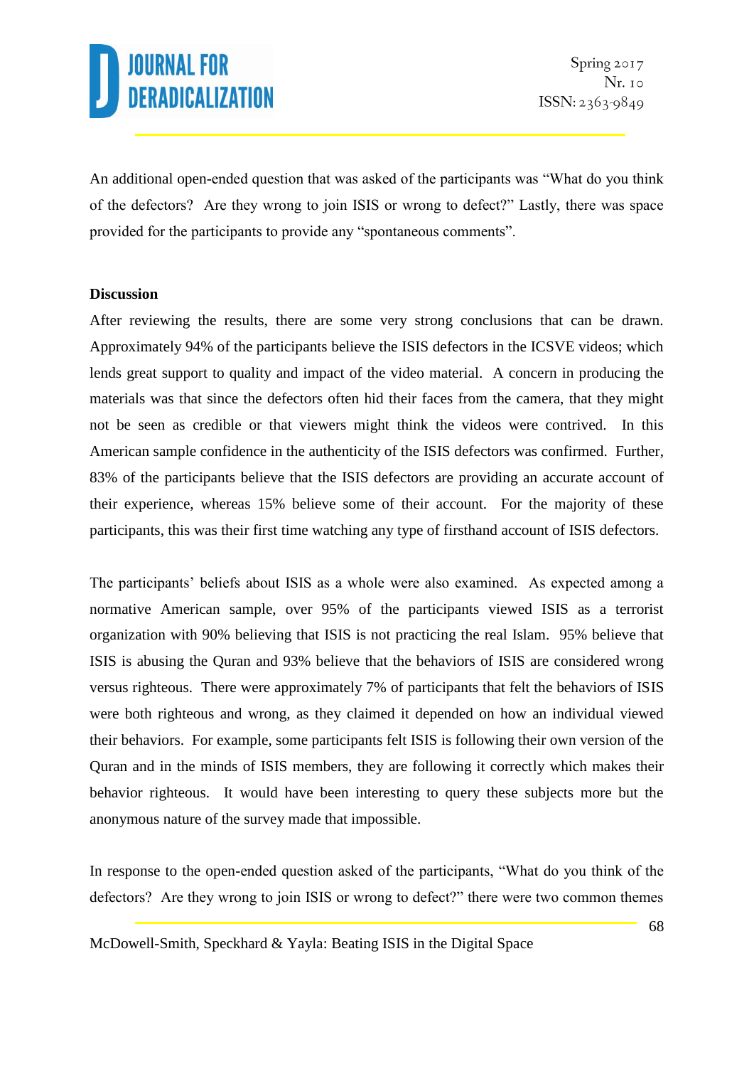An additional open-ended question that was asked of the participants was "What do you think of the defectors? Are they wrong to join ISIS or wrong to defect?" Lastly, there was space provided for the participants to provide any "spontaneous comments".

**Discussion**

After reviewing the results, there are some very strong conclusions that can be drawn. Approximately 94% of the participants believe the ISIS defectors in the ICSVE videos; which lends great support to quality and impact of the video material. A concern in producing the materials was that since the defectors often hid their faces from the camera, that they might not be seen as credible or that viewers might think the videos were contrived. In this American sample confidence in the authenticity of the ISIS defectors was confirmed. Further, 83% of the participants believe that the ISIS defectors are providing an accurate account of their experience, whereas 15% believe some of their account. For the majority of these participants, this was their first time watching any type of firsthand account of ISIS defectors.

The participants' beliefs about ISIS as a whole were also examined. As expected among a normative American sample, over 95% of the participants viewed ISIS as a terrorist organization with 90% believing that ISIS is not practicing the real Islam. 95% believe that ISIS is abusing the Quran and 93% believe that the behaviors of ISIS are considered wrong versus righteous. There were approximately 7% of participants that felt the behaviors of ISIS were both righteous and wrong, as they claimed it depended on how an individual viewed their behaviors. For example, some participants felt ISIS is following their own version of the Quran and in the minds of ISIS members, they are following it correctly which makes their behavior righteous. It would have been interesting to query these subjects more but the anonymous nature of the survey made that impossible.

In response to the open-ended question asked of the participants, "What do you think of the defectors? Are they wrong to join ISIS or wrong to defect?" there were two common themes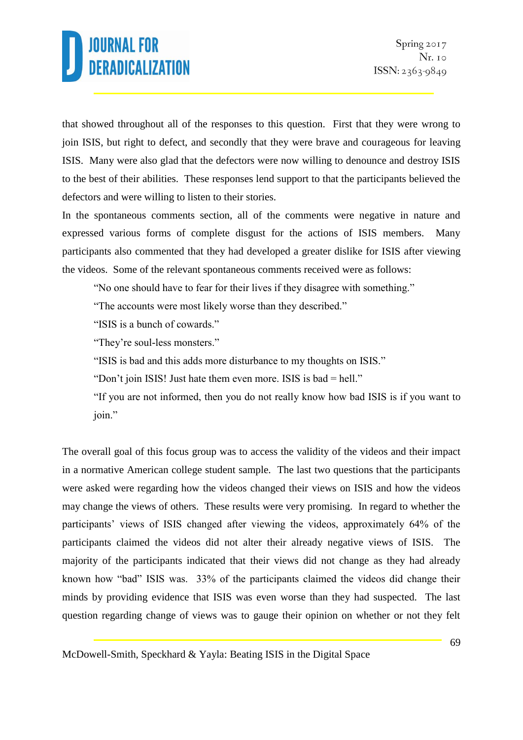that showed throughout all of the responses to this question. First that they were wrong to join ISIS, but right to defect, and secondly that they were brave and courageous for leaving ISIS. Many were also glad that the defectors were now willing to denounce and destroy ISIS to the best of their abilities. These responses lend support to that the participants believed the defectors and were willing to listen to their stories.

In the spontaneous comments section, all of the comments were negative in nature and expressed various forms of complete disgust for the actions of ISIS members. Many participants also commented that they had developed a greater dislike for ISIS after viewing the videos. Some of the relevant spontaneous comments received were as follows:

> "No one should have to fear for their lives if they disagree with something."
>
> "The accounts were most likely worse than they described."
>
> "ISIS is a bunch of cowards."
>
> "They're soul-less monsters."
>
> "ISIS is bad and this adds more disturbance to my thoughts on ISIS."
>
> "Don't join ISIS! Just hate them even more. ISIS is bad = hell."
>
> "If you are not informed, then you do not really know how bad ISIS is if you want to join."

The overall goal of this focus group was to access the validity of the videos and their impact in a normative American college student sample. The last two questions that the participants were asked were regarding how the videos changed their views on ISIS and how the videos may change the views of others. These results were very promising. In regard to whether the participants' views of ISIS changed after viewing the videos, approximately 64% of the participants claimed the videos did not alter their already negative views of ISIS. The majority of the participants indicated that their views did not change as they had already known how "bad" ISIS was. 33% of the participants claimed the videos did change their minds by providing evidence that ISIS was even worse than they had suspected. The last question regarding change of views was to gauge their opinion on whether or not they felt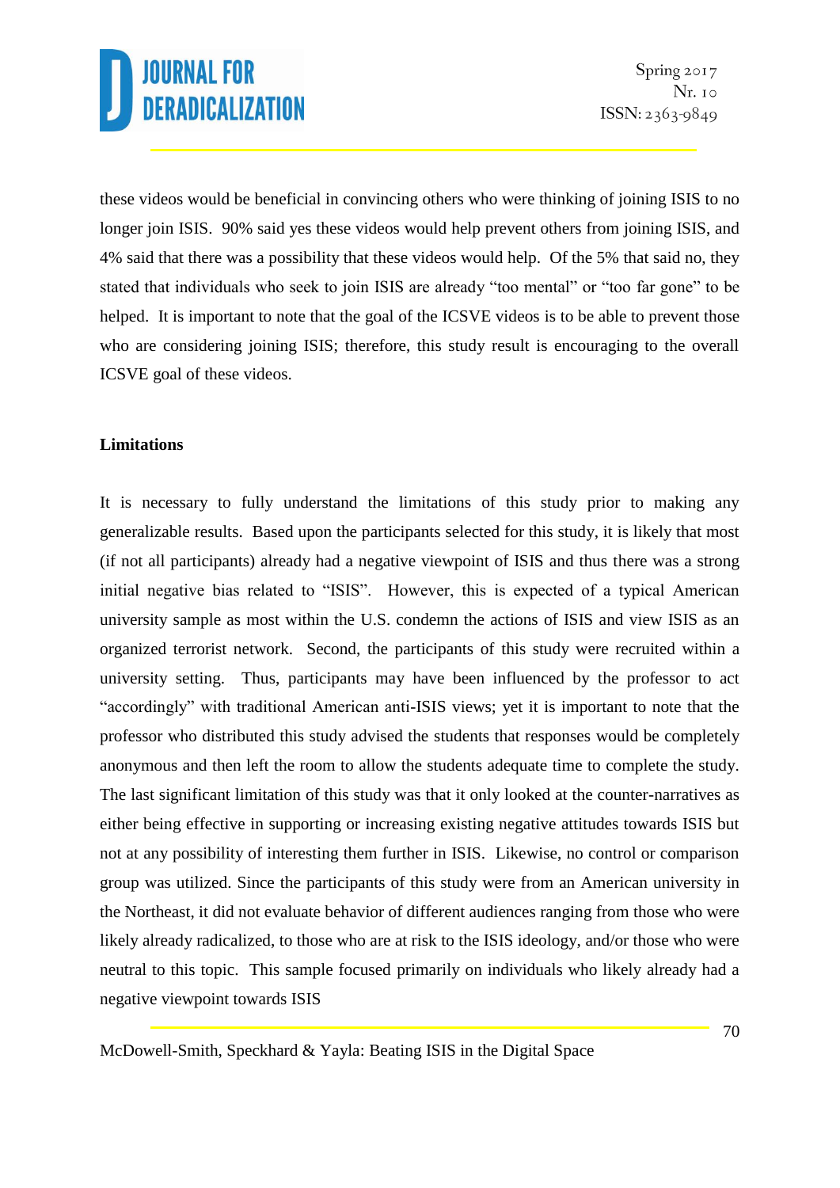these videos would be beneficial in convincing others who were thinking of joining ISIS to no longer join ISIS. 90% said yes these videos would help prevent others from joining ISIS, and 4% said that there was a possibility that these videos would help. Of the 5% that said no, they stated that individuals who seek to join ISIS are already "too mental" or "too far gone" to be helped. It is important to note that the goal of the ICSVE videos is to be able to prevent those who are considering joining ISIS; therefore, this study result is encouraging to the overall ICSVE goal of these videos.

**Limitations**

It is necessary to fully understand the limitations of this study prior to making any generalizable results. Based upon the participants selected for this study, it is likely that most (if not all participants) already had a negative viewpoint of ISIS and thus there was a strong initial negative bias related to "ISIS". However, this is expected of a typical American university sample as most within the U.S. condemn the actions of ISIS and view ISIS as an organized terrorist network. Second, the participants of this study were recruited within a university setting. Thus, participants may have been influenced by the professor to act "accordingly" with traditional American anti-ISIS views; yet it is important to note that the professor who distributed this study advised the students that responses would be completely anonymous and then left the room to allow the students adequate time to complete the study. The last significant limitation of this study was that it only looked at the counter-narratives as either being effective in supporting or increasing existing negative attitudes towards ISIS but not at any possibility of interesting them further in ISIS. Likewise, no control or comparison group was utilized. Since the participants of this study were from an American university in the Northeast, it did not evaluate behavior of different audiences ranging from those who were likely already radicalized, to those who are at risk to the ISIS ideology, and/or those who were neutral to this topic. This sample focused primarily on individuals who likely already had a negative viewpoint towards ISIS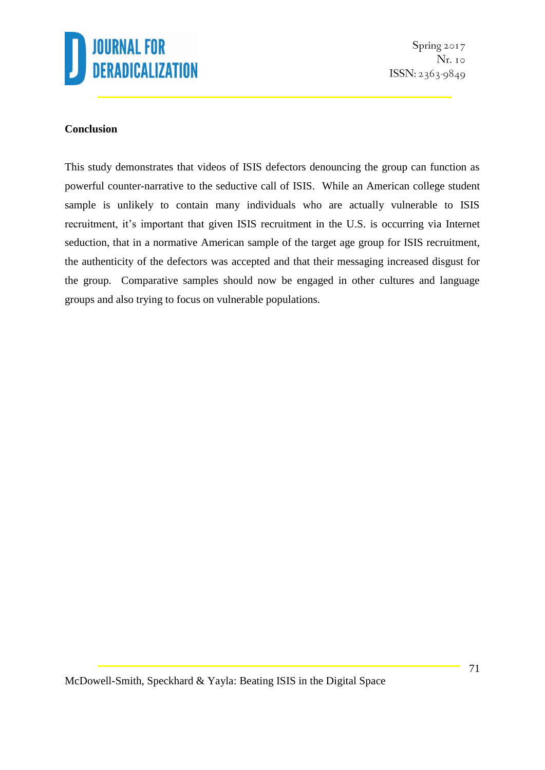## Conclusion

This study demonstrates that videos of ISIS defectors denouncing the group can function as powerful counter-narrative to the seductive call of ISIS. While an American college student sample is unlikely to contain many individuals who are actually vulnerable to ISIS recruitment, it's important that given ISIS recruitment in the U.S. is occurring via Internet seduction, that in a normative American sample of the target age group for ISIS recruitment, the authenticity of the defectors was accepted and that their messaging increased disgust for the group. Comparative samples should now be engaged in other cultures and language groups and also trying to focus on vulnerable populations.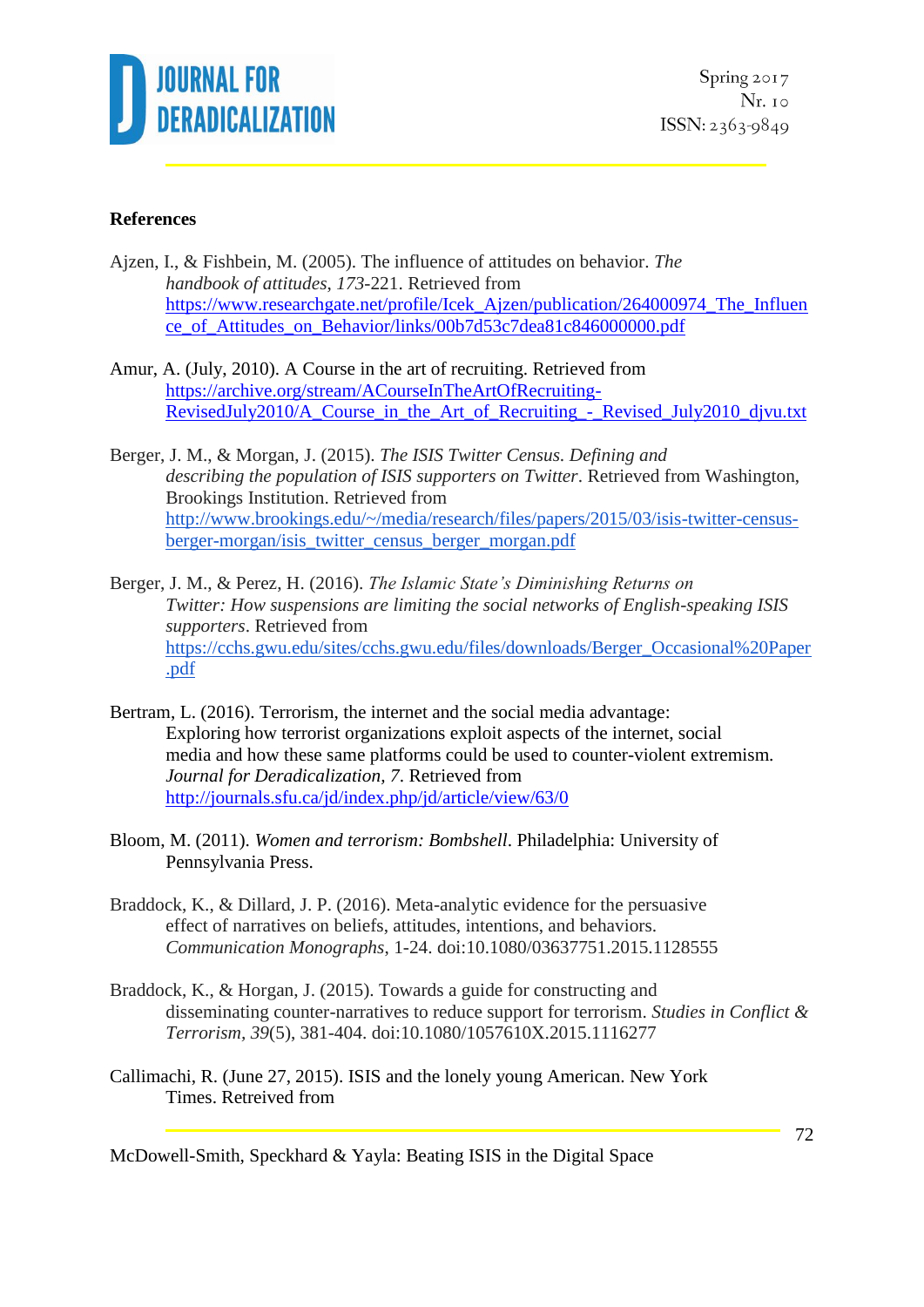**References**

Ajzen, I., & Fishbein, M. (2005). The influence of attitudes on behavior. *The handbook of attitudes*, *173*-221. Retrieved from https://www.researchgate.net/profile/Icek_Ajzen/publication/264000974_The_Influence_of_Attitudes_on_Behavior/links/00b7d53c7dea81c846000000.pdf

Amur, A. (July, 2010). A Course in the art of recruiting. Retrieved from https://archive.org/stream/ACourseInTheArtOfRecruiting-RevisedJuly2010/A_Course_in_the_Art_of_Recruiting_-_Revised_July2010_djvu.txt

Berger, J. M., & Morgan, J. (2015). *The ISIS Twitter Census. Defining and describing the population of ISIS supporters on Twitter*. Retrieved from Washington, Brookings Institution. Retrieved from http://www.brookings.edu/~/media/research/files/papers/2015/03/isis-twitter-census-berger-morgan/isis_twitter_census_berger_morgan.pdf

Berger, J. M., & Perez, H. (2016). *The Islamic State's Diminishing Returns on Twitter: How suspensions are limiting the social networks of English-speaking ISIS supporters*. Retrieved from https://cchs.gwu.edu/sites/cchs.gwu.edu/files/downloads/Berger_Occasional%20Paper.pdf

Bertram, L. (2016). Terrorism, the internet and the social media advantage: Exploring how terrorist organizations exploit aspects of the internet, social media and how these same platforms could be used to counter-violent extremism. *Journal for Deradicalization, 7*. Retrieved from http://journals.sfu.ca/jd/index.php/jd/article/view/63/0

Bloom, M. (2011). *Women and terrorism: Bombshell*. Philadelphia: University of Pennsylvania Press.

Braddock, K., & Dillard, J. P. (2016). Meta-analytic evidence for the persuasive effect of narratives on beliefs, attitudes, intentions, and behaviors. *Communication Monographs*, 1-24. doi:10.1080/03637751.2015.1128555

Braddock, K., & Horgan, J. (2015). Towards a guide for constructing and disseminating counter-narratives to reduce support for terrorism. *Studies in Conflict & Terrorism*, *39*(5), 381-404. doi:10.1080/1057610X.2015.1116277

Callimachi, R. (June 27, 2015). ISIS and the lonely young American. New York Times. Retreived from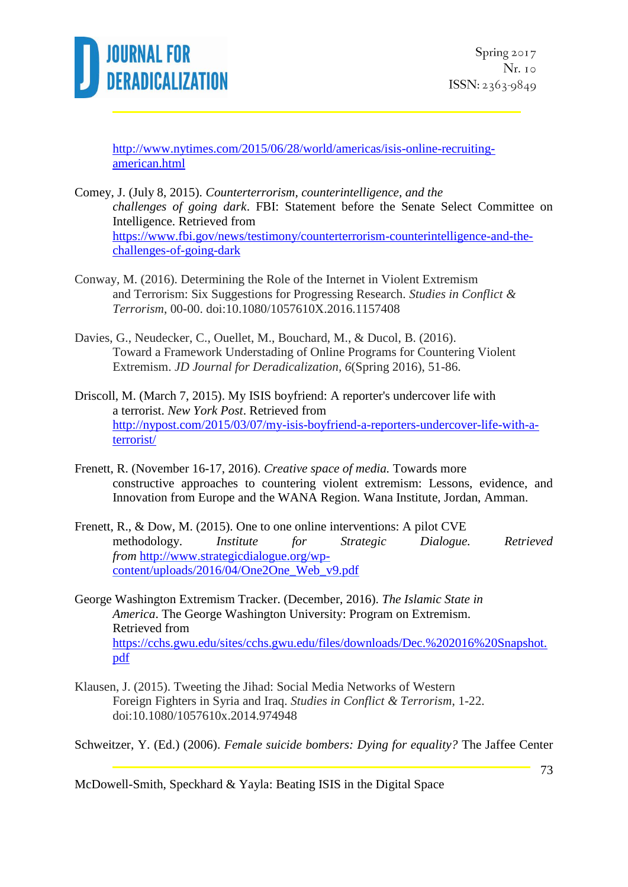http://www.nytimes.com/2015/06/28/world/americas/isis-online-recruiting-american.html

Comey, J. (July 8, 2015). *Counterterrorism, counterintelligence, and the challenges of going dark*. FBI: Statement before the Senate Select Committee on Intelligence. Retrieved from https://www.fbi.gov/news/testimony/counterterrorism-counterintelligence-and-the-challenges-of-going-dark

Conway, M. (2016). Determining the Role of the Internet in Violent Extremism and Terrorism: Six Suggestions for Progressing Research. *Studies in Conflict & Terrorism*, 00-00. doi:10.1080/1057610X.2016.1157408

Davies, G., Neudecker, C., Ouellet, M., Bouchard, M., & Ducol, B. (2016). Toward a Framework Understading of Online Programs for Countering Violent Extremism. *JD Journal for Deradicalization, 6*(Spring 2016), 51-86.

Driscoll, M. (March 7, 2015). My ISIS boyfriend: A reporter's undercover life with a terrorist. *New York Post*. Retrieved from http://nypost.com/2015/03/07/my-isis-boyfriend-a-reporters-undercover-life-with-a-terrorist/

Frenett, R. (November 16-17, 2016). *Creative space of media.* Towards more constructive approaches to countering violent extremism: Lessons, evidence, and Innovation from Europe and the WANA Region. Wana Institute, Jordan, Amman.

Frenett, R., & Dow, M. (2015). One to one online interventions: A pilot CVE methodology. *Institute for Strategic Dialogue. Retrieved from* http://www.strategicdialogue.org/wp-content/uploads/2016/04/One2One_Web_v9.pdf

George Washington Extremism Tracker. (December, 2016). *The Islamic State in America*. The George Washington University: Program on Extremism. Retrieved from https://cchs.gwu.edu/sites/cchs.gwu.edu/files/downloads/Dec.%202016%20Snapshot.pdf

Klausen, J. (2015). Tweeting the Jihad: Social Media Networks of Western Foreign Fighters in Syria and Iraq. *Studies in Conflict & Terrorism*, 1-22. doi:10.1080/1057610x.2014.974948

Schweitzer, Y. (Ed.) (2006). *Female suicide bombers: Dying for equality?* The Jaffee Center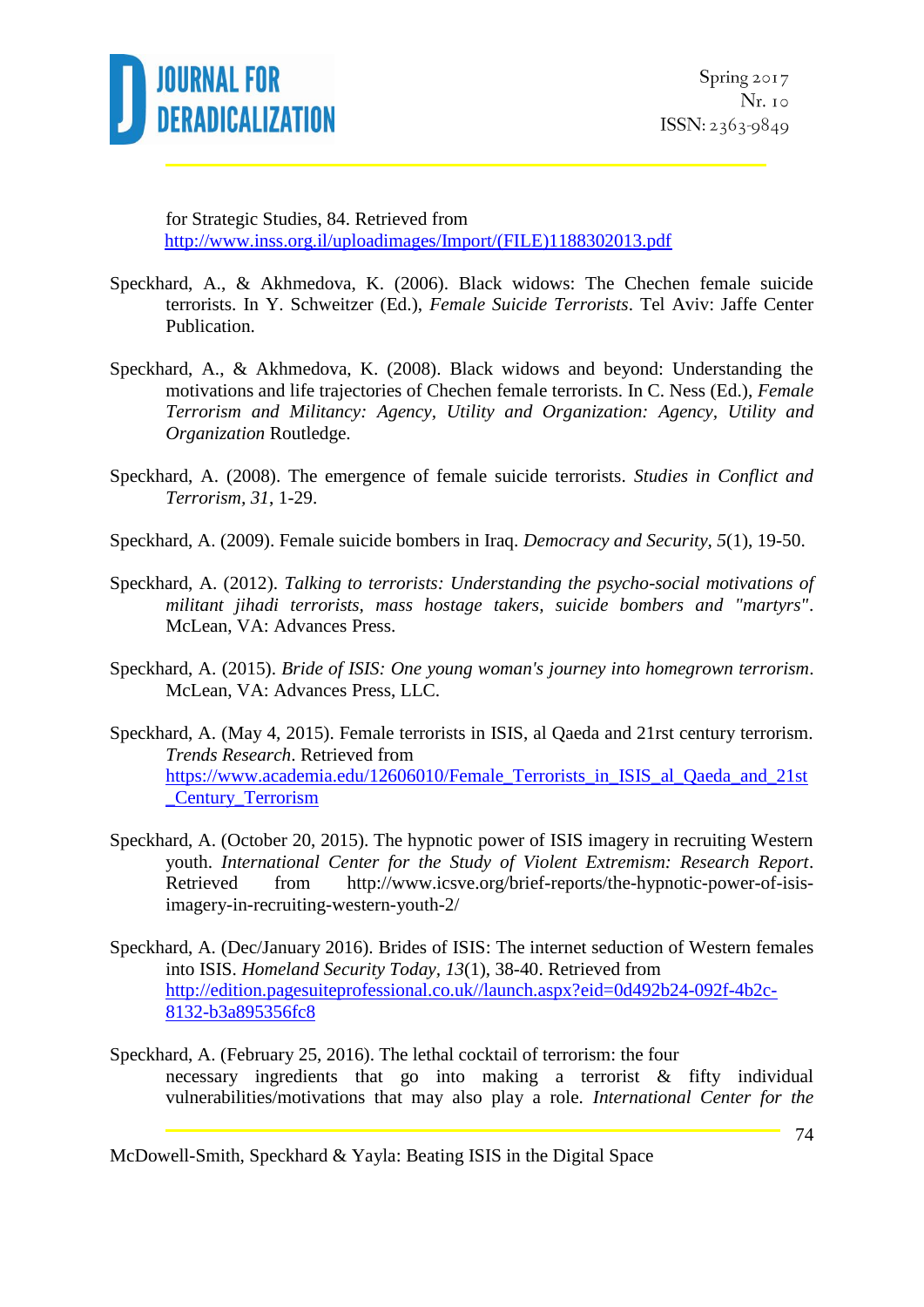for Strategic Studies, 84. Retrieved from http://www.inss.org.il/uploadimages/Import/(FILE)1188302013.pdf

Speckhard, A., & Akhmedova, K. (2006). Black widows: The Chechen female suicide terrorists. In Y. Schweitzer (Ed.), *Female Suicide Terrorists*. Tel Aviv: Jaffe Center Publication.

Speckhard, A., & Akhmedova, K. (2008). Black widows and beyond: Understanding the motivations and life trajectories of Chechen female terrorists. In C. Ness (Ed.), *Female Terrorism and Militancy: Agency, Utility and Organization: Agency, Utility and Organization* Routledge.

Speckhard, A. (2008). The emergence of female suicide terrorists. *Studies in Conflict and Terrorism*, *31*, 1-29.

Speckhard, A. (2009). Female suicide bombers in Iraq. *Democracy and Security*, *5*(1), 19-50.

Speckhard, A. (2012). *Talking to terrorists: Understanding the psycho-social motivations of militant jihadi terrorists, mass hostage takers, suicide bombers and "martyrs"*. McLean, VA: Advances Press.

Speckhard, A. (2015). *Bride of ISIS: One young woman's journey into homegrown terrorism*. McLean, VA: Advances Press, LLC.

Speckhard, A. (May 4, 2015). Female terrorists in ISIS, al Qaeda and 21rst century terrorism. *Trends Research*. Retrieved from https://www.academia.edu/12606010/Female_Terrorists_in_ISIS_al_Qaeda_and_21st_Century_Terrorism

Speckhard, A. (October 20, 2015). The hypnotic power of ISIS imagery in recruiting Western youth. *International Center for the Study of Violent Extremism: Research Report*. Retrieved from http://www.icsve.org/brief-reports/the-hypnotic-power-of-isis-imagery-in-recruiting-western-youth-2/

Speckhard, A. (Dec/January 2016). Brides of ISIS: The internet seduction of Western females into ISIS. *Homeland Security Today*, *13*(1), 38-40. Retrieved from http://edition.pagesuiteprofessional.co.uk//launch.aspx?eid=0d492b24-092f-4b2c-8132-b3a895356fc8

Speckhard, A. (February 25, 2016). The lethal cocktail of terrorism: the four necessary ingredients that go into making a terrorist & fifty individual vulnerabilities/motivations that may also play a role. *International Center for the*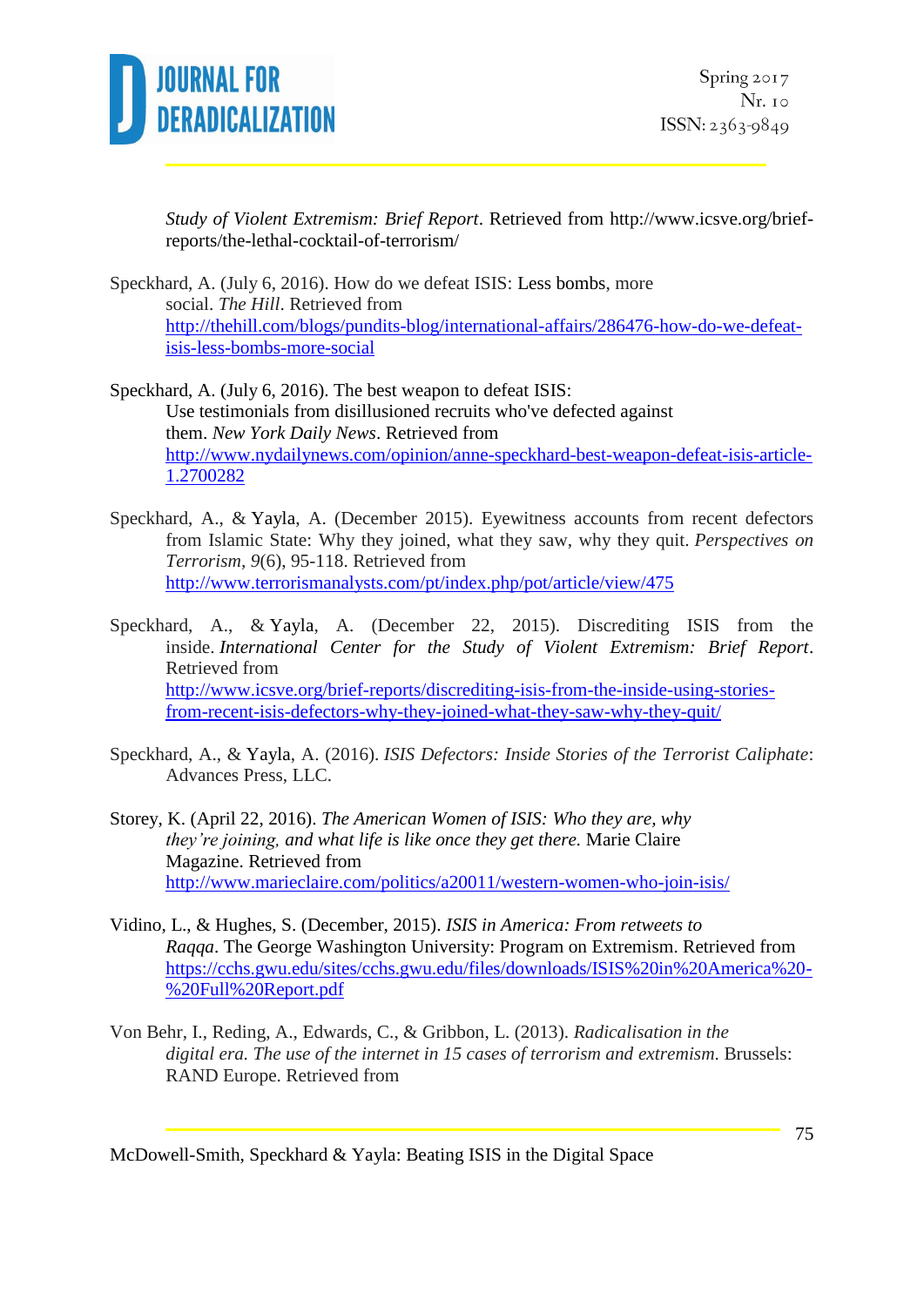*Study of Violent Extremism: Brief Report*. Retrieved from http://www.icsve.org/brief-reports/the-lethal-cocktail-of-terrorism/

Speckhard, A. (July 6, 2016). How do we defeat ISIS: Less bombs, more social. *The Hill*. Retrieved from http://thehill.com/blogs/pundits-blog/international-affairs/286476-how-do-we-defeat-isis-less-bombs-more-social

Speckhard, A. (July 6, 2016). The best weapon to defeat ISIS: Use testimonials from disillusioned recruits who've defected against them. *New York Daily News*. Retrieved from http://www.nydailynews.com/opinion/anne-speckhard-best-weapon-defeat-isis-article-1.2700282

Speckhard, A., & Yayla, A. (December 2015). Eyewitness accounts from recent defectors from Islamic State: Why they joined, what they saw, why they quit. *Perspectives on Terrorism*, *9*(6), 95-118. Retrieved from http://www.terrorismanalysts.com/pt/index.php/pot/article/view/475

Speckhard, A., & Yayla, A. (December 22, 2015). Discrediting ISIS from the inside. *International Center for the Study of Violent Extremism: Brief Report*. Retrieved from http://www.icsve.org/brief-reports/discrediting-isis-from-the-inside-using-stories-from-recent-isis-defectors-why-they-joined-what-they-saw-why-they-quit/

Speckhard, A., & Yayla, A. (2016). *ISIS Defectors: Inside Stories of the Terrorist Caliphate*: Advances Press, LLC.

Storey, K. (April 22, 2016). *The American Women of ISIS: Who they are, why they're joining, and what life is like once they get there.* Marie Claire Magazine. Retrieved from http://www.marieclaire.com/politics/a20011/western-women-who-join-isis/

Vidino, L., & Hughes, S. (December, 2015). *ISIS in America: From retweets to Raqqa*. The George Washington University: Program on Extremism. Retrieved from https://cchs.gwu.edu/sites/cchs.gwu.edu/files/downloads/ISIS%20in%20America%20-%20Full%20Report.pdf

Von Behr, I., Reding, A., Edwards, C., & Gribbon, L. (2013). *Radicalisation in the digital era. The use of the internet in 15 cases of terrorism and extremism*. Brussels: RAND Europe. Retrieved from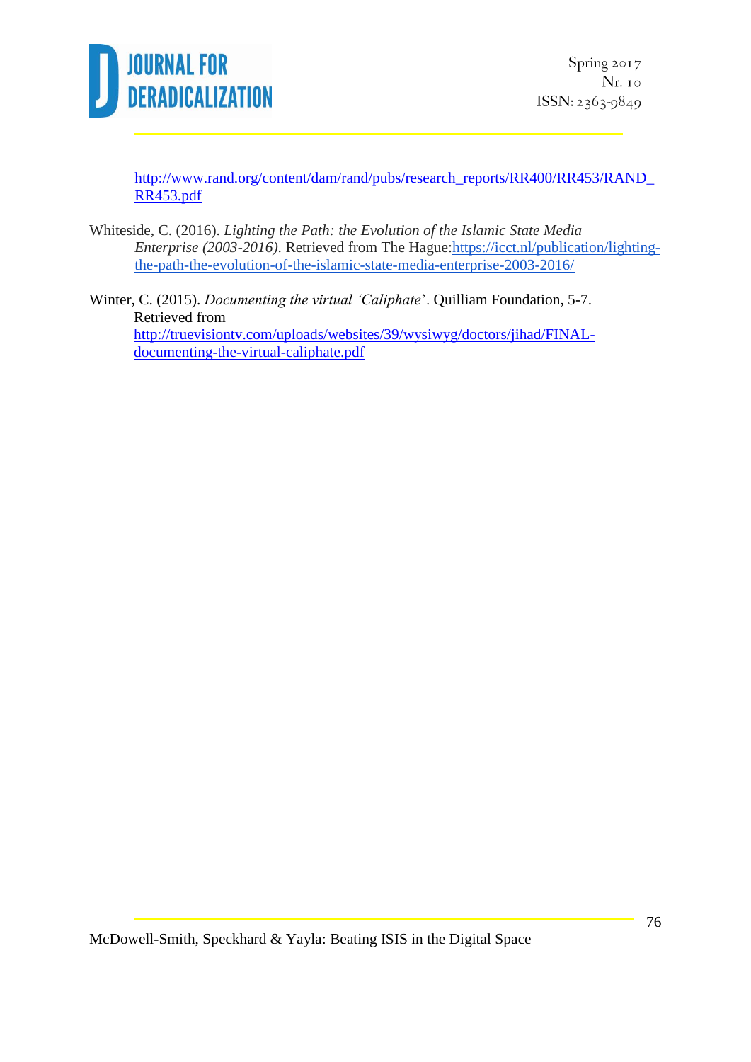http://www.rand.org/content/dam/rand/pubs/research_reports/RR400/RR453/RAND_RR453.pdf

Whiteside, C. (2016). *Lighting the Path: the Evolution of the Islamic State Media Enterprise (2003-2016).* Retrieved from The Hague:https://icct.nl/publication/lighting-the-path-the-evolution-of-the-islamic-state-media-enterprise-2003-2016/

Winter, C. (2015). *Documenting the virtual 'Caliphate*'. Quilliam Foundation, 5-7. Retrieved from http://truevisiontv.com/uploads/websites/39/wysiwyg/doctors/jihad/FINAL-documenting-the-virtual-caliphate.pdf